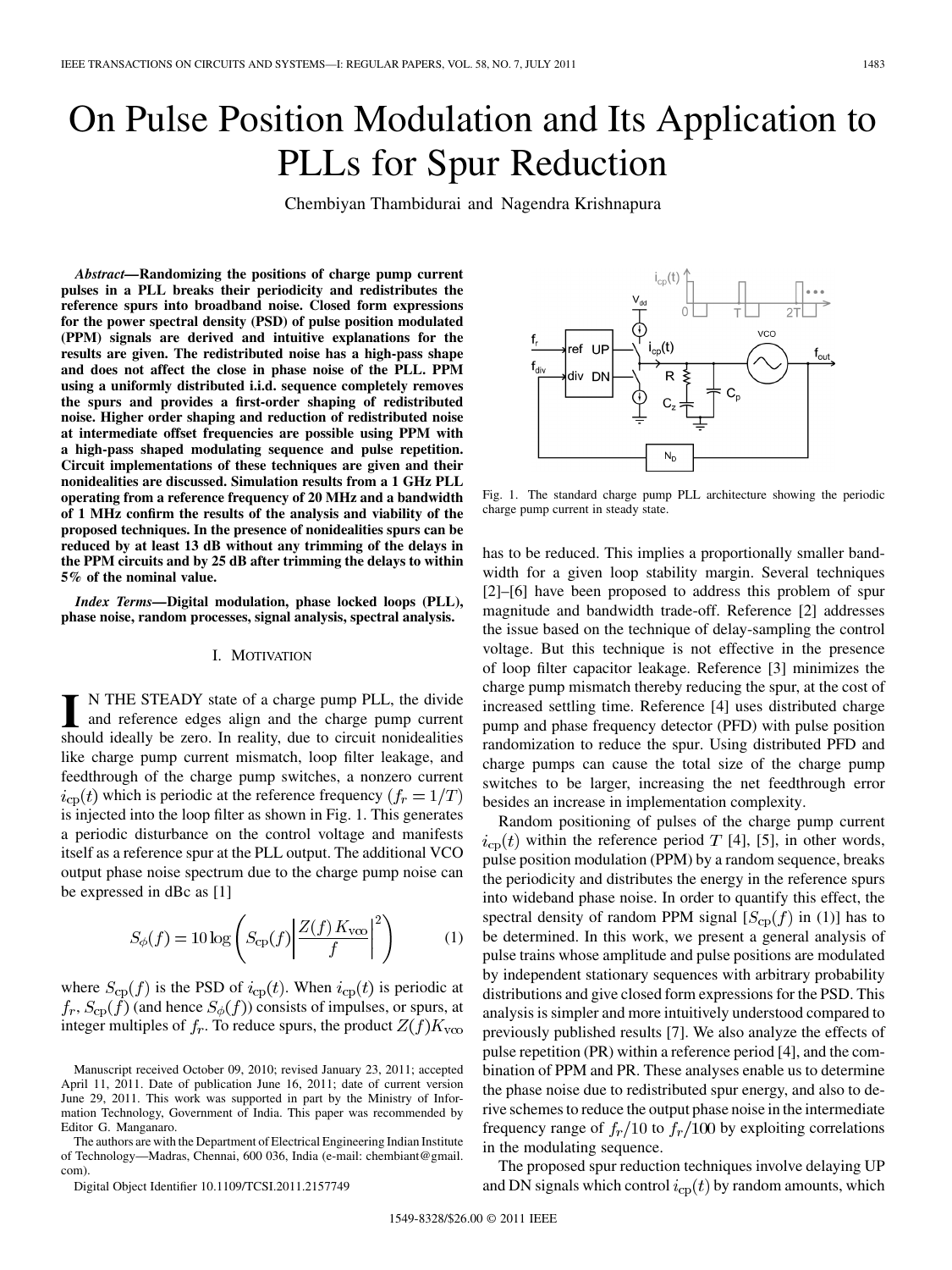# On Pulse Position Modulation and Its Application to PLLs for Spur Reduction

Chembiyan Thambidurai and Nagendra Krishnapura

***Abstract*—Randomizing the positions of charge pump current pulses in a PLL breaks their periodicity and redistributes the reference spurs into broadband noise. Closed form expressions for the power spectral density (PSD) of pulse position modulated (PPM) signals are derived and intuitive explanations for the results are given. The redistributed noise has a high-pass shape and does not affect the close in phase noise of the PLL. PPM using a uniformly distributed i.i.d. sequence completely removes the spurs and provides a first-order shaping of redistributed noise. Higher order shaping and reduction of redistributed noise at intermediate offset frequencies are possible using PPM with a high-pass shaped modulating sequence and pulse repetition. Circuit implementations of these techniques are given and their nonidealities are discussed. Simulation results from a 1 GHz PLL operating from a reference frequency of 20 MHz and a bandwidth of 1 MHz confirm the results of the analysis and viability of the proposed techniques. In the presence of nonidealities spurs can be reduced by at least 13 dB without any trimming of the delays in the PPM circuits and by 25 dB after trimming the delays to within 5% of the nominal value.**

***Index Terms*—Digital modulation, phase locked loops (PLL), phase noise, random processes, signal analysis, spectral analysis.**

## I. Motivation

In the steady state of a charge pump PLL, the divide and reference edges align and the charge pump current should ideally be zero. In reality, due to circuit nonidealities like charge pump current mismatch, loop filter leakage, and feedthrough of the charge pump switches, a nonzero current $i_{\rm cp}(t)$ which is periodic at the reference frequency $(f_r = 1/T)$ is injected into the loop filter as shown in Fig. 1. This generates a periodic disturbance on the control voltage and manifests itself as a reference spur at the PLL output. The additional VCO output phase noise spectrum due to the charge pump noise can be expressed in dBc as [1]

$$S_\phi(f) = 10\log\left(S_{\rm cp}(f)\left|\frac{Z(f)\,K_{\rm vco}}{f}\right|^2\right) \tag{1}$$

where $S_{\rm cp}(f)$ is the PSD of $i_{\rm cp}(t)$. When $i_{\rm cp}(t)$ is periodic at $f_r$, $S_{\rm cp}(f)$ (and hence $S_\phi(f)$) consists of impulses, or spurs, at integer multiples of $f_r$. To reduce spurs, the product $Z(f)K_{\rm vco}$ has to be reduced. This implies a proportionally smaller bandwidth for a given loop stability margin. Several techniques [2]–[6] have been proposed to address this problem of spur magnitude and bandwidth trade-off. Reference [2] addresses the issue based on the technique of delay-sampling the control voltage. But this technique is not effective in the presence of loop filter capacitor leakage. Reference [3] minimizes the charge pump mismatch thereby reducing the spur, at the cost of increased settling time. Reference [4] uses distributed charge pump and phase frequency detector (PFD) with pulse position randomization to reduce the spur. Using distributed PFD and charge pumps can cause the total size of the charge pump switches to be larger, increasing the net feedthrough error besides an increase in implementation complexity.

Fig. 1. The standard charge pump PLL architecture showing the periodic charge pump current in steady state.

Random positioning of pulses of the charge pump current $i_{\rm cp}(t)$ within the reference period $T$ [4], [5], in other words, pulse position modulation (PPM) by a random sequence, breaks the periodicity and distributes the energy in the reference spurs into wideband phase noise. In order to quantify this effect, the spectral density of random PPM signal [$S_{\rm cp}(f)$ in (1)] has to be determined. In this work, we present a general analysis of pulse trains whose amplitude and pulse positions are modulated by independent stationary sequences with arbitrary probability distributions and give closed form expressions for the PSD. This analysis is simpler and more intuitively understood compared to previously published results [7]. We also analyze the effects of pulse repetition (PR) within a reference period [4], and the combination of PPM and PR. These analyses enable us to determine the phase noise due to redistributed spur energy, and also to derive schemes to reduce the output phase noise in the intermediate frequency range of $f_r/10$ to $f_r/100$ by exploiting correlations in the modulating sequence.

The proposed spur reduction techniques involve delaying UP and DN signals which control $i_{\rm cp}(t)$ by random amounts, which

Manuscript received October 09, 2010; revised January 23, 2011; accepted April 11, 2011. Date of publication June 16, 2011; date of current version June 29, 2011. This work was supported in part by the Ministry of Information Technology, Government of India. This paper was recommended by Editor G. Manganaro.

The authors are with the Department of Electrical Engineering Indian Institute of Technology—Madras, Chennai, 600 036, India (e-mail: chembiant@gmail.com).

Digital Object Identifier 10.1109/TCSI.2011.2157749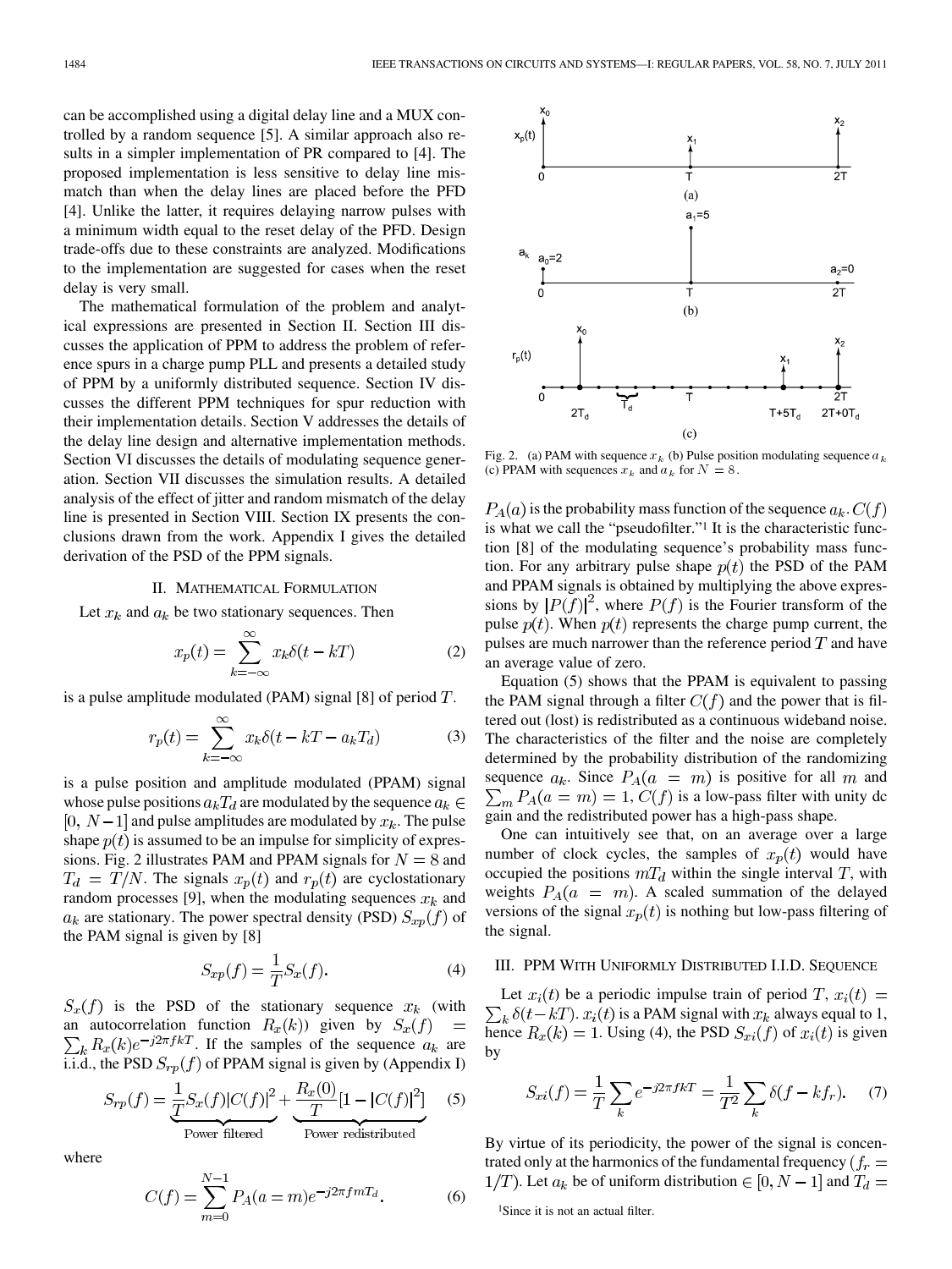can be accomplished using a digital delay line and a MUX controlled by a random sequence [5]. A similar approach also results in a simpler implementation of PR compared to [4]. The proposed implementation is less sensitive to delay line mismatch than when the delay lines are placed before the PFD [4]. Unlike the latter, it requires delaying narrow pulses with a minimum width equal to the reset delay of the PFD. Design trade-offs due to these constraints are analyzed. Modifications to the implementation are suggested for cases when the reset delay is very small.

The mathematical formulation of the problem and analytical expressions are presented in Section II. Section III discusses the application of PPM to address the problem of reference spurs in a charge pump PLL and presents a detailed study of PPM by a uniformly distributed sequence. Section IV discusses the different PPM techniques for spur reduction with their implementation details. Section V addresses the details of the delay line design and alternative implementation methods. Section VI discusses the details of modulating sequence generation. Section VII discusses the simulation results. A detailed analysis of the effect of jitter and random mismatch of the delay line is presented in Section VIII. Section IX presents the conclusions drawn from the work. Appendix I gives the detailed derivation of the PSD of the PPM signals.

## II. Mathematical Formulation

Let $x_k$ and $a_k$ be two stationary sequences. Then

$$x_p(t) = \sum_{k=-\infty}^{\infty} x_k \delta(t - kT) \quad (2)$$

is a pulse amplitude modulated (PAM) signal [8] of period $T$.

$$r_p(t) = \sum_{k=-\infty}^{\infty} x_k \delta(t - kT - a_k T_d) \quad (3)$$

is a pulse position and amplitude modulated (PPAM) signal whose pulse positions $a_k T_d$ are modulated by the sequence $a_k \in [0, N-1]$ and pulse amplitudes are modulated by $x_k$. The pulse shape $p(t)$ is assumed to be an impulse for simplicity of expressions. Fig. 2 illustrates PAM and PPAM signals for $N = 8$ and $T_d = T/N$. The signals $x_p(t)$ and $r_p(t)$ are cyclostationary random processes [9], when the modulating sequences $x_k$ and $a_k$ are stationary. The power spectral density (PSD) $S_{xp}(f)$ of the PAM signal is given by [8]

$$S_{xp}(f) = \frac{1}{T} S_x(f). \quad (4)$$

$S_x(f)$ is the PSD of the stationary sequence $x_k$ (with an autocorrelation function $R_x(k)$) given by $S_x(f) = \sum_k R_x(k) e^{-j2\pi fkT}$. If the samples of the sequence $a_k$ are i.i.d., the PSD $S_{rp}(f)$ of PPAM signal is given by (Appendix I)

$$S_{rp}(f) = \underbrace{\frac{1}{T} S_x(f) |C(f)|^2}_{\text{Power filtered}} + \underbrace{\frac{R_x(0)}{T} [1 - |C(f)|^2]}_{\text{Power redistributed}} \quad (5)$$

where

$$C(f) = \sum_{m=0}^{N-1} P_A(a = m) e^{-j2\pi f m T_d}. \quad (6)$$

Fig. 2. (a) PAM with sequence $x_k$ (b) Pulse position modulating sequence $a_k$ (c) PPAM with sequences $x_k$ and $a_k$ for $N = 8$.

$P_A(a)$ is the probability mass function of the sequence $a_k$. $C(f)$ is what we call the "pseudofilter."[1] It is the characteristic function [8] of the modulating sequence's probability mass function. For any arbitrary pulse shape $p(t)$ the PSD of the PAM and PPAM signals is obtained by multiplying the above expressions by $|P(f)|^2$, where $P(f)$ is the Fourier transform of the pulse $p(t)$. When $p(t)$ represents the charge pump current, the pulses are much narrower than the reference period $T$ and have an average value of zero.

Equation (5) shows that the PPAM is equivalent to passing the PAM signal through a filter $C(f)$ and the power that is filtered out (lost) is redistributed as a continuous wideband noise. The characteristics of the filter and the noise are completely determined by the probability distribution of the randomizing sequence $a_k$. Since $P_A(a = m)$ is positive for all $m$ and $\sum_m P_A(a = m) = 1$, $C(f)$ is a low-pass filter with unity dc gain and the redistributed power has a high-pass shape.

One can intuitively see that, on an average over a large number of clock cycles, the samples of $x_p(t)$ would have occupied the positions $mT_d$ within the single interval $T$, with weights $P_A(a = m)$. A scaled summation of the delayed versions of the signal $x_p(t)$ is nothing but low-pass filtering of the signal.

## III. PPM With Uniformly Distributed I.I.D. Sequence

Let $x_i(t)$ be a periodic impulse train of period $T$, $x_i(t) = \sum_k \delta(t - kT)$. $x_i(t)$ is a PAM signal with $x_k$ always equal to 1, hence $R_x(k) = 1$. Using (4), the PSD $S_{xi}(f)$ of $x_i(t)$ is given by

$$S_{xi}(f) = \frac{1}{T} \sum_k e^{-j2\pi fkT} = \frac{1}{T^2} \sum_k \delta(f - kf_r). \quad (7)$$

By virtue of its periodicity, the power of the signal is concentrated only at the harmonics of the fundamental frequency ($f_r = 1/T$). Let $a_k$ be of uniform distribution $\in [0, N-1]$ and $T_d =$

[1] Since it is not an actual filter.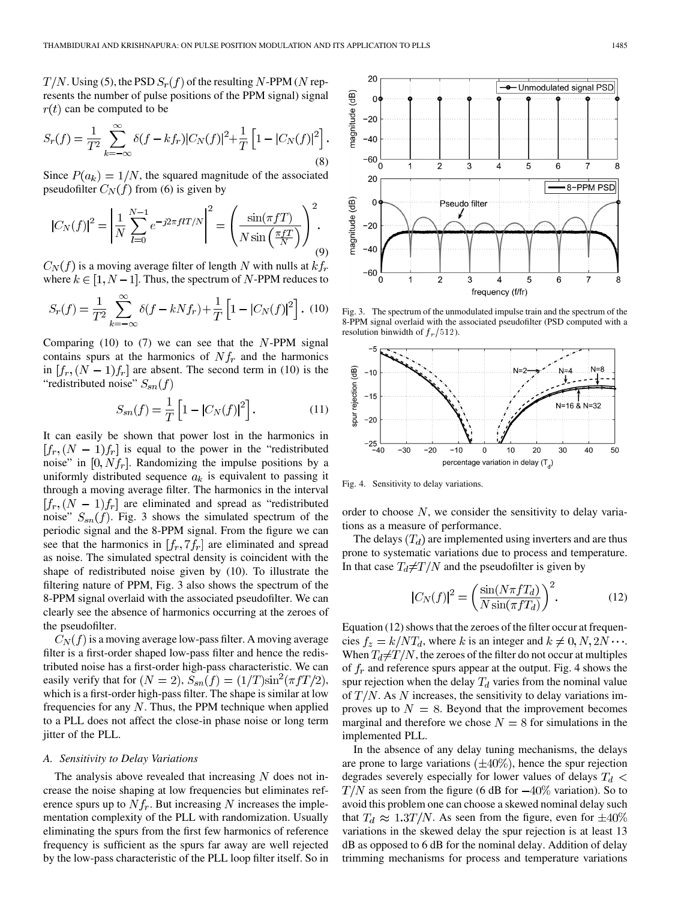$T/N$. Using (5), the PSD $S_r(f)$ of the resulting $N$-PPM ($N$ represents the number of pulse positions of the PPM signal) signal $r(t)$ can be computed to be

$$S_r(f) = \frac{1}{T^2} \sum_{k=-\infty}^{\infty} \delta(f - kf_r)|C_N(f)|^2 + \frac{1}{T}\left[1 - |C_N(f)|^2\right]. \tag{8}$$

Since $P(a_k) = 1/N$, the squared magnitude of the associated pseudofilter $C_N(f)$ from (6) is given by

$$|C_N(f)|^2 = \left| \frac{1}{N} \sum_{l=0}^{N-1} e^{-j2\pi f l T/N} \right|^2 = \left( \frac{\sin(\pi f T)}{N \sin\left(\frac{\pi f T}{N}\right)} \right)^2. \tag{9}$$

$C_N(f)$ is a moving average filter of length $N$ with nulls at $kf_r$ where $k \in [1, N-1]$. Thus, the spectrum of $N$-PPM reduces to

$$S_r(f) = \frac{1}{T^2} \sum_{k=-\infty}^{\infty} \delta(f - kNf_r) + \frac{1}{T}\left[1 - |C_N(f)|^2\right]. \tag{10}$$

Comparing (10) to (7) we can see that the $N$-PPM signal contains spurs at the harmonics of $Nf_r$ and the harmonics in $[f_r, (N-1)f_r]$ are absent. The second term in (10) is the "redistributed noise" $S_{sn}(f)$

$$S_{sn}(f) = \frac{1}{T}\left[1 - |C_N(f)|^2\right]. \tag{11}$$

It can easily be shown that power lost in the harmonics in $[f_r, (N-1)f_r]$ is equal to the power in the "redistributed noise" in $[0, Nf_r]$. Randomizing the impulse positions by a uniformly distributed sequence $a_k$ is equivalent to passing it through a moving average filter. The harmonics in the interval $[f_r, (N-1)f_r]$ are eliminated and spread as "redistributed noise" $S_{sn}(f)$. Fig. 3 shows the simulated spectrum of the periodic signal and the 8-PPM signal. From the figure we can see that the harmonics in $[f_r, 7f_r]$ are eliminated and spread as noise. The simulated spectral density is coincident with the shape of redistributed noise given by (10). To illustrate the filtering nature of PPM, Fig. 3 also shows the spectrum of the 8-PPM signal overlaid with the associated pseudofilter. We can clearly see the absence of harmonics occurring at the zeroes of the pseudofilter.

$C_N(f)$ is a moving average low-pass filter. A moving average filter is a first-order shaped low-pass filter and hence the redistributed noise has a first-order high-pass characteristic. We can easily verify that for $(N = 2)$, $S_{sn}(f) = (1/T)\sin^2(\pi f T/2)$, which is a first-order high-pass filter. The shape is similar at low frequencies for any $N$. Thus, the PPM technique when applied to a PLL does not affect the close-in phase noise or long term jitter of the PLL.

### A. Sensitivity to Delay Variations

The analysis above revealed that increasing $N$ does not increase the noise shaping at low frequencies but eliminates reference spurs up to $Nf_r$. But increasing $N$ increases the implementation complexity of the PLL with randomization. Usually eliminating the spurs from the first few harmonics of reference frequency is sufficient as the spurs far away are well rejected by the low-pass characteristic of the PLL loop filter itself. So in order to choose $N$, we consider the sensitivity to delay variations as a measure of performance.

Fig. 3. The spectrum of the unmodulated impulse train and the spectrum of the 8-PPM signal overlaid with the associated pseudofilter (PSD computed with a resolution binwidth of $f_r/512$).

Fig. 4. Sensitivity to delay variations.

The delays $(T_d)$ are implemented using inverters and are thus prone to systematic variations due to process and temperature. In that case $T_d \neq T/N$ and the pseudofilter is given by

$$|C_N(f)|^2 = \left( \frac{\sin(N\pi f T_d)}{N \sin(\pi f T_d)} \right)^2. \tag{12}$$

Equation (12) shows that the zeroes of the filter occur at frequencies $f_z = k/NT_d$, where $k$ is an integer and $k \neq 0, N, 2N \cdots$. When $T_d \neq T/N$, the zeroes of the filter do not occur at multiples of $f_r$ and reference spurs appear at the output. Fig. 4 shows the spur rejection when the delay $T_d$ varies from the nominal value of $T/N$. As $N$ increases, the sensitivity to delay variations improves up to $N = 8$. Beyond that the improvement becomes marginal and therefore we chose $N = 8$ for simulations in the implemented PLL.

In the absence of any delay tuning mechanisms, the delays are prone to large variations ($\pm 40\%$), hence the spur rejection degrades severely especially for lower values of delays $T_d < T/N$ as seen from the figure (6 dB for $-40\%$ variation). So to avoid this problem one can choose a skewed nominal delay such that $T_d \approx 1.3T/N$. As seen from the figure, even for $\pm 40\%$ variations in the skewed delay the spur rejection is at least 13 dB as opposed to 6 dB for the nominal delay. Addition of delay trimming mechanisms for process and temperature variations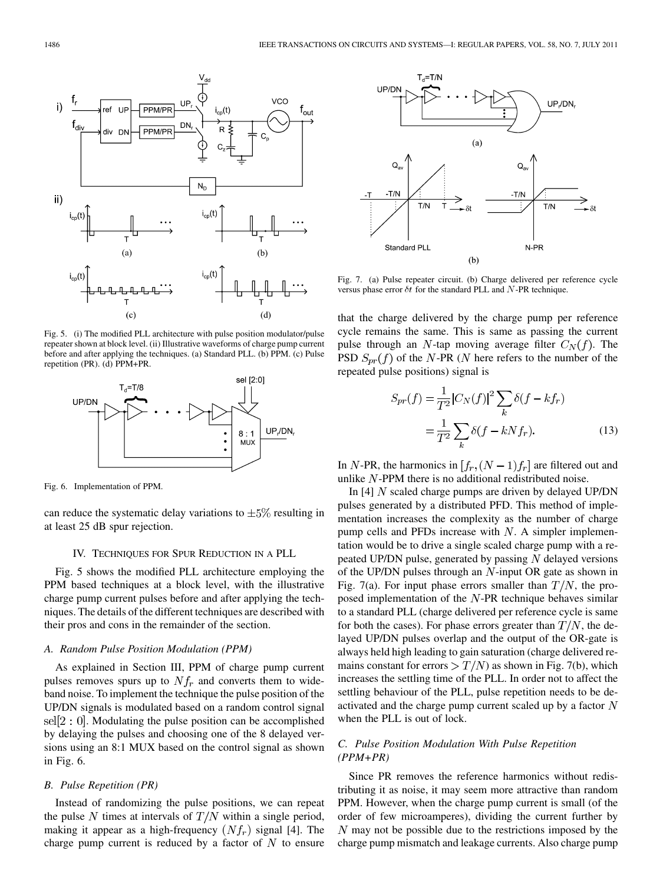Fig. 5. (i) The modified PLL architecture with pulse position modulator/pulse repeater shown at block level. (ii) Illustrative waveforms of charge pump current before and after applying the techniques. (a) Standard PLL. (b) PPM. (c) Pulse repetition (PR). (d) PPM+PR.

Fig. 6. Implementation of PPM.

can reduce the systematic delay variations to $\pm 5\%$ resulting in at least 25 dB spur rejection.

## IV. Techniques for Spur Reduction in a PLL

Fig. 5 shows the modified PLL architecture employing the PPM based techniques at a block level, with the illustrative charge pump current pulses before and after applying the techniques. The details of the different techniques are described with their pros and cons in the remainder of the section.

### A. Random Pulse Position Modulation (PPM)

As explained in Section III, PPM of charge pump current pulses removes spurs up to $Nf_r$ and converts them to wideband noise. To implement the technique the pulse position of the UP/DN signals is modulated based on a random control signal sel$[2:0]$. Modulating the pulse position can be accomplished by delaying the pulses and choosing one of the 8 delayed versions using an 8:1 MUX based on the control signal as shown in Fig. 6.

### B. Pulse Repetition (PR)

Instead of randomizing the pulse positions, we can repeat the pulse $N$ times at intervals of $T/N$ within a single period, making it appear as a high-frequency $(Nf_r)$ signal [4]. The charge pump current is reduced by a factor of $N$ to ensure that the charge delivered by the charge pump per reference cycle remains the same. This is same as passing the current pulse through an $N$-tap moving average filter $C_N(f)$. The PSD $S_{pr}(f)$ of the $N$-PR ($N$ here refers to the number of the repeated pulse positions) signal is

$$S_{pr}(f) = \frac{1}{T^2}|C_N(f)|^2 \sum_k \delta(f - kf_r)$$
$$= \frac{1}{T^2}\sum_k \delta(f - kNf_r). \tag{13}$$

In $N$-PR, the harmonics in $[f_r, (N-1)f_r]$ are filtered out and unlike $N$-PPM there is no additional redistributed noise.

In [4] $N$ scaled charge pumps are driven by delayed UP/DN pulses generated by a distributed PFD. This method of implementation increases the complexity as the number of charge pump cells and PFDs increase with $N$. A simpler implementation would be to drive a single scaled charge pump with a repeated UP/DN pulse, generated by passing $N$ delayed versions of the UP/DN pulses through an $N$-input OR gate as shown in Fig. 7(a). For input phase errors smaller than $T/N$, the proposed implementation of the $N$-PR technique behaves similar to a standard PLL (charge delivered per reference cycle is same for both the cases). For phase errors greater than $T/N$, the delayed UP/DN pulses overlap and the output of the OR-gate is always held high leading to gain saturation (charge delivered remains constant for errors $> T/N$) as shown in Fig. 7(b), which increases the settling time of the PLL. In order not to affect the settling behaviour of the PLL, pulse repetition needs to be deactivated and the charge pump current scaled up by a factor $N$ when the PLL is out of lock.

Fig. 7. (a) Pulse repeater circuit. (b) Charge delivered per reference cycle versus phase error $\delta t$ for the standard PLL and $N$-PR technique.

### C. Pulse Position Modulation With Pulse Repetition (PPM+PR)

Since PR removes the reference harmonics without redistributing it as noise, it may seem more attractive than random PPM. However, when the charge pump current is small (of the order of few microamperes), dividing the current further by $N$ may not be possible due to the restrictions imposed by the charge pump mismatch and leakage currents. Also charge pump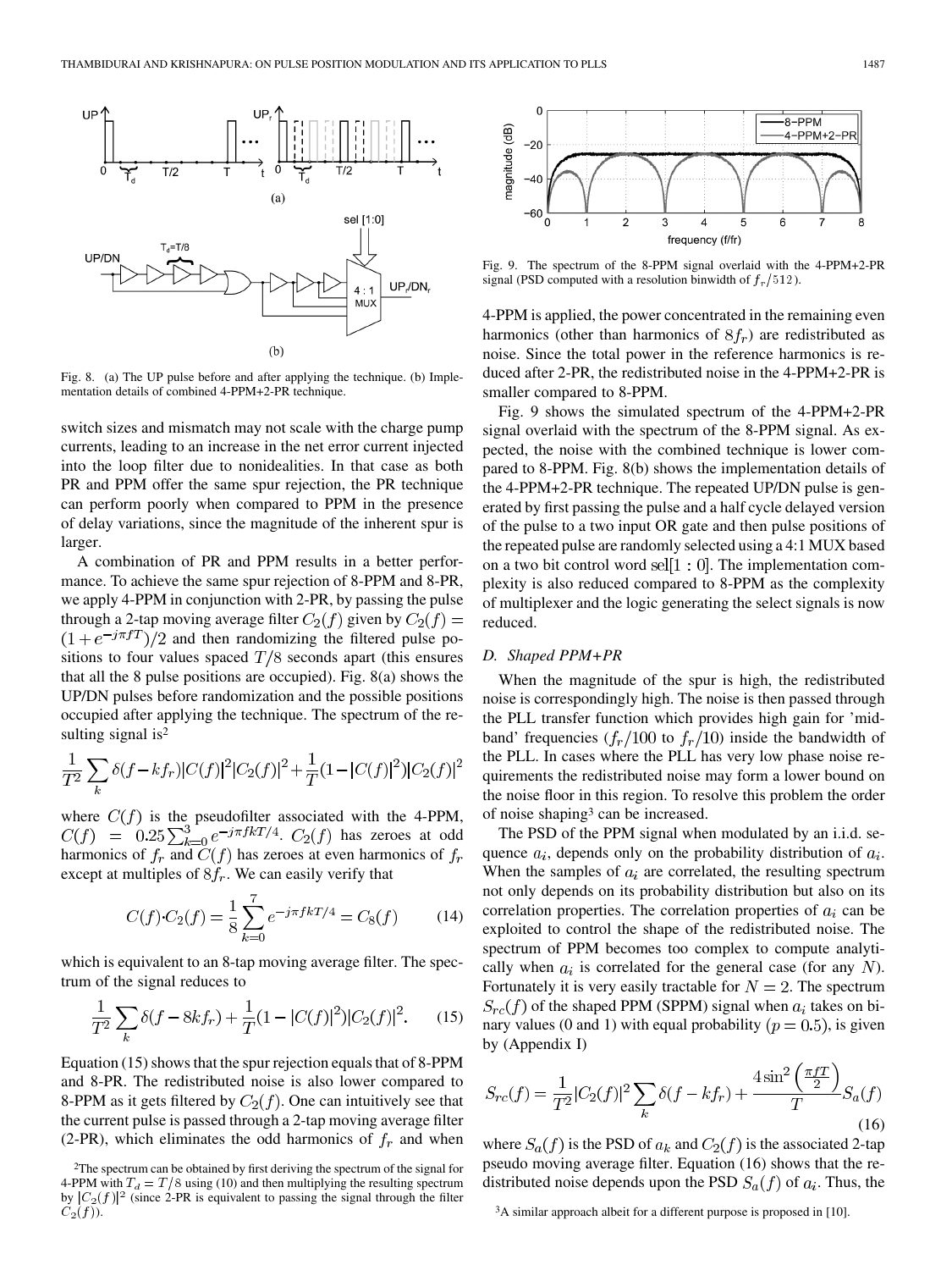Fig. 8. (a) The UP pulse before and after applying the technique. (b) Implementation details of combined 4-PPM+2-PR technique.

switch sizes and mismatch may not scale with the charge pump currents, leading to an increase in the net error current injected into the loop filter due to nonidealities. In that case as both PR and PPM offer the same spur rejection, the PR technique can perform poorly when compared to PPM in the presence of delay variations, since the magnitude of the inherent spur is larger.

A combination of PR and PPM results in a better performance. To achieve the same spur rejection of 8-PPM and 8-PR, we apply 4-PPM in conjunction with 2-PR, by passing the pulse through a 2-tap moving average filter $C_2(f)$ given by $C_2(f) = (1 + e^{-j\pi f T})/2$ and then randomizing the filtered pulse positions to four values spaced $T/8$ seconds apart (this ensures that all the 8 pulse positions are occupied). Fig. 8(a) shows the UP/DN pulses before randomization and the possible positions occupied after applying the technique. The spectrum of the resulting signal is[2]

$$\frac{1}{T^2}\sum_k \delta(f - kf_r)|C(f)|^2|C_2(f)|^2 + \frac{1}{T}(1 - |C(f)|^2)|C_2(f)|^2$$

where $C(f)$ is the pseudofilter associated with the 4-PPM, $C(f) = 0.25\sum_{k=0}^{3} e^{-j\pi f k T/4}$. $C_2(f)$ has zeroes at odd harmonics of $f_r$ and $C(f)$ has zeroes at even harmonics of $f_r$ except at multiples of $8f_r$. We can easily verify that

$$C(f) \cdot C_2(f) = \frac{1}{8}\sum_{k=0}^{7} e^{-j\pi f k T/4} = C_8(f) \tag{14}$$

which is equivalent to an 8-tap moving average filter. The spectrum of the signal reduces to

$$\frac{1}{T^2}\sum_k \delta(f - 8kf_r) + \frac{1}{T}(1 - |C(f)|^2)|C_2(f)|^2. \tag{15}$$

Equation (15) shows that the spur rejection equals that of 8-PPM and 8-PR. The redistributed noise is also lower compared to 8-PPM as it gets filtered by $C_2(f)$. One can intuitively see that the current pulse is passed through a 2-tap moving average filter (2-PR), which eliminates the odd harmonics of $f_r$ and when 4-PPM is applied, the power concentrated in the remaining even harmonics (other than harmonics of $8f_r$) are redistributed as noise. Since the total power in the reference harmonics is reduced after 2-PR, the redistributed noise in the 4-PPM+2-PR is smaller compared to 8-PPM.

Fig. 9. The spectrum of the 8-PPM signal overlaid with the 4-PPM+2-PR signal (PSD computed with a resolution binwidth of $f_r/512$).

Fig. 9 shows the simulated spectrum of the 4-PPM+2-PR signal overlaid with the spectrum of the 8-PPM signal. As expected, the noise with the combined technique is lower compared to 8-PPM. Fig. 8(b) shows the implementation details of the 4-PPM+2-PR technique. The repeated UP/DN pulse is generated by first passing the pulse and a half cycle delayed version of the pulse to a two input OR gate and then pulse positions of the repeated pulse are randomly selected using a 4:1 MUX based on a two bit control word sel[1 : 0]. The implementation complexity is also reduced compared to 8-PPM as the complexity of multiplexer and the logic generating the select signals is now reduced.

### D. Shaped PPM+PR

When the magnitude of the spur is high, the redistributed noise is correspondingly high. The noise is then passed through the PLL transfer function which provides high gain for 'mid-band' frequencies ($f_r/100$ to $f_r/10$) inside the bandwidth of the PLL. In cases where the PLL has very low phase noise requirements the redistributed noise may form a lower bound on the noise floor in this region. To resolve this problem the order of noise shaping[3] can be increased.

The PSD of the PPM signal when modulated by an i.i.d. sequence $a_i$, depends only on the probability distribution of $a_i$. When the samples of $a_i$ are correlated, the resulting spectrum not only depends on its probability distribution but also on its correlation properties. The correlation properties of $a_i$ can be exploited to control the shape of the redistributed noise. The spectrum of PPM becomes too complex to compute analytically when $a_i$ is correlated for the general case (for any $N$). Fortunately it is very easily tractable for $N = 2$. The spectrum $S_{rc}(f)$ of the shaped PPM (SPPM) signal when $a_i$ takes on binary values (0 and 1) with equal probability ($p = 0.5$), is given by (Appendix I)

$$S_{rc}(f) = \frac{1}{T^2}|C_2(f)|^2 \sum_k \delta(f - kf_r) + \frac{4\sin^2\left(\frac{\pi f T}{2}\right)}{T} S_a(f) \tag{16}$$

where $S_a(f)$ is the PSD of $a_k$ and $C_2(f)$ is the associated 2-tap pseudo moving average filter. Equation (16) shows that the redistributed noise depends upon the PSD $S_a(f)$ of $a_i$. Thus, the

[2]The spectrum can be obtained by first deriving the spectrum of the signal for 4-PPM with $T_d = T/8$ using (10) and then multiplying the resulting spectrum by $|C_2(f)|^2$ (since 2-PR is equivalent to passing the signal through the filter $C_2(f)$).

[3]A similar approach albeit for a different purpose is proposed in [10].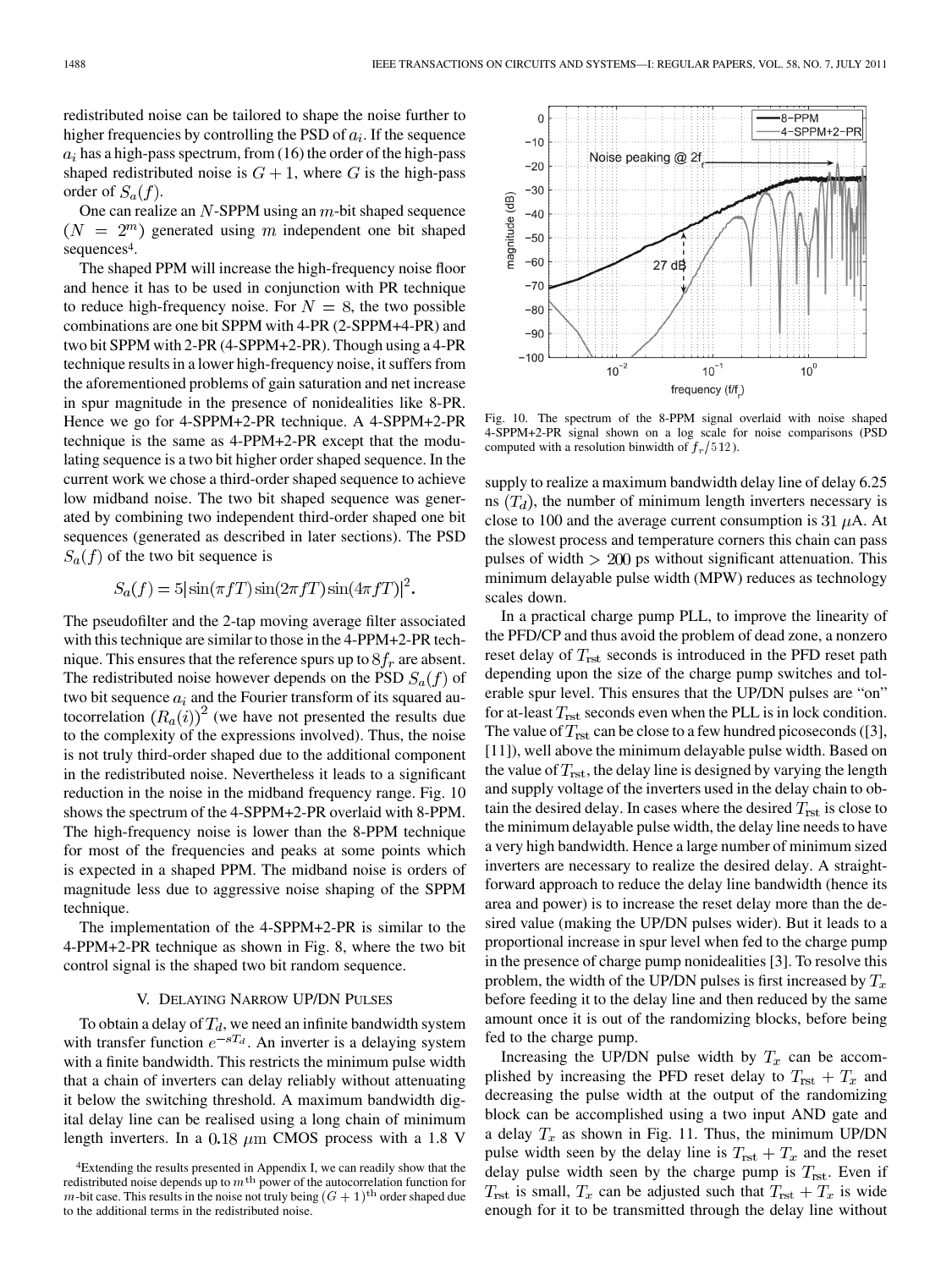redistributed noise can be tailored to shape the noise further to higher frequencies by controlling the PSD of $a_i$. If the sequence $a_i$ has a high-pass spectrum, from (16) the order of the high-pass shaped redistributed noise is $G+1$, where $G$ is the high-pass order of $S_a(f)$.

One can realize an $N$-SPPM using an $m$-bit shaped sequence $(N = 2^m)$ generated using $m$ independent one bit shaped sequences[4].

The shaped PPM will increase the high-frequency noise floor and hence it has to be used in conjunction with PR technique to reduce high-frequency noise. For $N = 8$, the two possible combinations are one bit SPPM with 4-PR (2-SPPM+4-PR) and two bit SPPM with 2-PR (4-SPPM+2-PR). Though using a 4-PR technique results in a lower high-frequency noise, it suffers from the aforementioned problems of gain saturation and net increase in spur magnitude in the presence of nonidealities like 8-PR. Hence we go for 4-SPPM+2-PR technique. A 4-SPPM+2-PR technique is the same as 4-PPM+2-PR except that the modulating sequence is a two bit higher order shaped sequence. In the current work we chose a third-order shaped sequence to achieve low midband noise. The two bit shaped sequence was generated by combining two independent third-order shaped one bit sequences (generated as described in later sections). The PSD $S_a(f)$ of the two bit sequence is

$$S_a(f) = 5|\sin(\pi fT)\sin(2\pi fT)\sin(4\pi fT)|^2.$$

The pseudofilter and the 2-tap moving average filter associated with this technique are similar to those in the 4-PPM+2-PR technique. This ensures that the reference spurs up to $8f_r$ are absent. The redistributed noise however depends on the PSD $S_a(f)$ of two bit sequence $a_i$ and the Fourier transform of its squared autocorrelation $(R_a(i))^2$ (we have not presented the results due to the complexity of the expressions involved). Thus, the noise is not truly third-order shaped due to the additional component in the redistributed noise. Nevertheless it leads to a significant reduction in the noise in the midband frequency range. Fig. 10 shows the spectrum of the 4-SPPM+2-PR overlaid with 8-PPM. The high-frequency noise is lower than the 8-PPM technique for most of the frequencies and peaks at some points which is expected in a shaped PPM. The midband noise is orders of magnitude less due to aggressive noise shaping of the SPPM technique.

The implementation of the 4-SPPM+2-PR is similar to the 4-PPM+2-PR technique as shown in Fig. 8, where the two bit control signal is the shaped two bit random sequence.

Fig. 10. The spectrum of the 8-PPM signal overlaid with noise shaped 4-SPPM+2-PR signal shown on a log scale for noise comparisons (PSD computed with a resolution binwidth of $f_r/512$).

## V. Delaying Narrow UP/DN Pulses

To obtain a delay of $T_d$, we need an infinite bandwidth system with transfer function $e^{-sT_d}$. An inverter is a delaying system with a finite bandwidth. This restricts the minimum pulse width that a chain of inverters can delay reliably without attenuating it below the switching threshold. A maximum bandwidth digital delay line can be realised using a long chain of minimum length inverters. In a 0.18 $\mu$m CMOS process with a 1.8 V supply to realize a maximum bandwidth delay line of delay 6.25 ns ($T_d$), the number of minimum length inverters necessary is close to 100 and the average current consumption is 31 $\mu$A. At the slowest process and temperature corners this chain can pass pulses of width > 200 ps without significant attenuation. This minimum delayable pulse width (MPW) reduces as technology scales down.

In a practical charge pump PLL, to improve the linearity of the PFD/CP and thus avoid the problem of dead zone, a nonzero reset delay of $T_{\rm rst}$ seconds is introduced in the PFD reset path depending upon the size of the charge pump switches and tolerable spur level. This ensures that the UP/DN pulses are "on" for at-least $T_{\rm rst}$ seconds even when the PLL is in lock condition. The value of $T_{\rm rst}$ can be close to a few hundred picoseconds ([3], [11]), well above the minimum delayable pulse width. Based on the value of $T_{\rm rst}$, the delay line is designed by varying the length and supply voltage of the inverters used in the delay chain to obtain the desired delay. In cases where the desired $T_{\rm rst}$ is close to the minimum delayable pulse width, the delay line needs to have a very high bandwidth. Hence a large number of minimum sized inverters are necessary to realize the desired delay. A straightforward approach to reduce the delay line bandwidth (hence its area and power) is to increase the reset delay more than the desired value (making the UP/DN pulses wider). But it leads to a proportional increase in spur level when fed to the charge pump in the presence of charge pump nonidealities [3]. To resolve this problem, the width of the UP/DN pulses is first increased by $T_x$ before feeding it to the delay line and then reduced by the same amount once it is out of the randomizing blocks, before being fed to the charge pump.

Increasing the UP/DN pulse width by $T_x$ can be accomplished by increasing the PFD reset delay to $T_{\rm rst} + T_x$ and decreasing the pulse width at the output of the randomizing block can be accomplished using a two input AND gate and a delay $T_x$ as shown in Fig. 11. Thus, the minimum UP/DN pulse width seen by the delay line is $T_{\rm rst} + T_x$ and the reset delay pulse width seen by the charge pump is $T_{\rm rst}$. Even if $T_{\rm rst}$ is small, $T_x$ can be adjusted such that $T_{\rm rst} + T_x$ is wide enough for it to be transmitted through the delay line without

[4]Extending the results presented in Appendix I, we can readily show that the redistributed noise depends up to $m^{\rm th}$ power of the autocorrelation function for $m$-bit case. This results in the noise not truly being $(G+1)^{\rm th}$ order shaped due to the additional terms in the redistributed noise.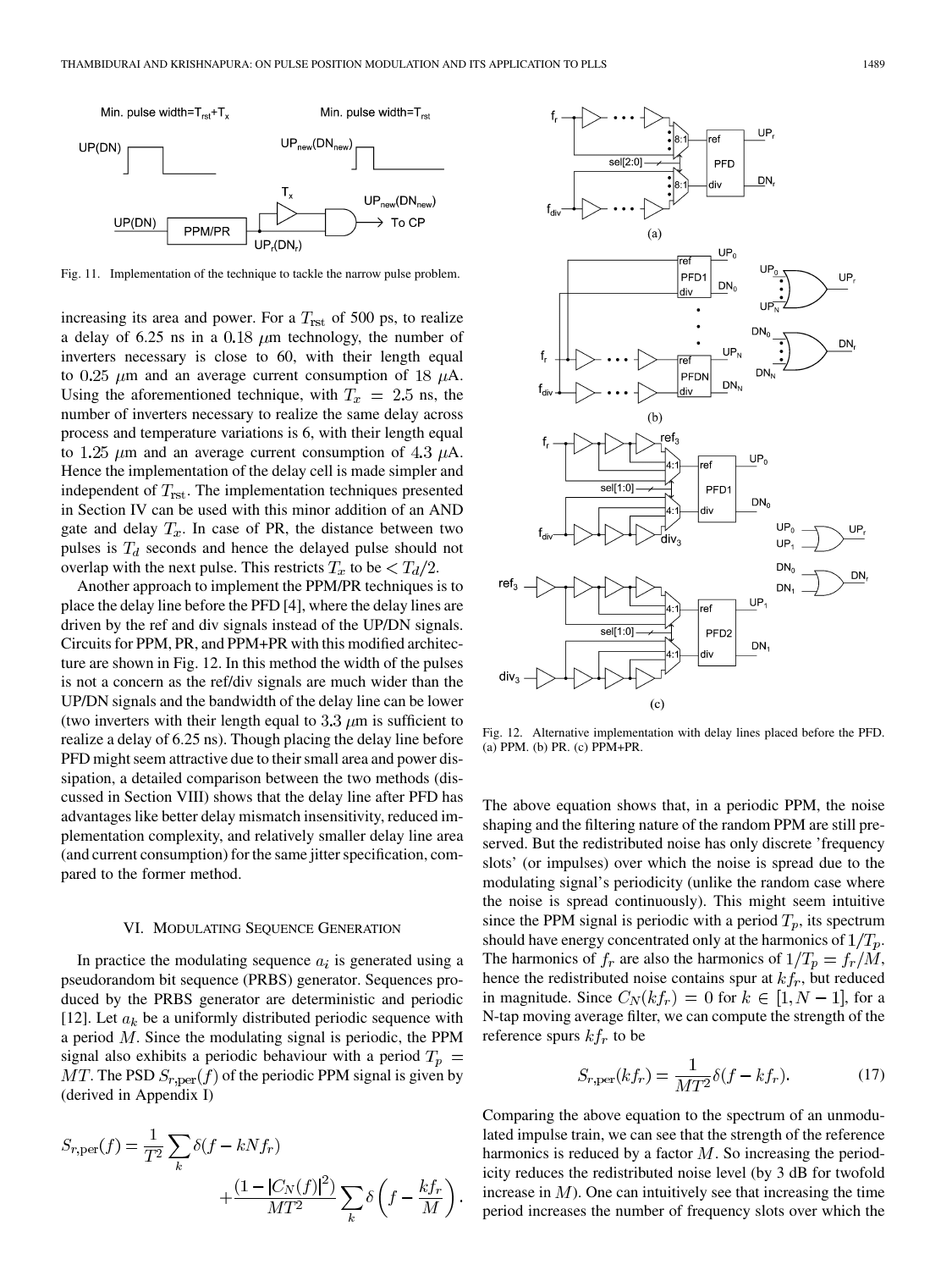Fig. 11. Implementation of the technique to tackle the narrow pulse problem.

increasing its area and power. For a $T_{\rm rst}$ of 500 ps, to realize a delay of 6.25 ns in a 0.18 $\mu$m technology, the number of inverters necessary is close to 60, with their length equal to 0.25 $\mu$m and an average current consumption of 18 $\mu$A. Using the aforementioned technique, with $T_x = 2.5$ ns, the number of inverters necessary to realize the same delay across process and temperature variations is 6, with their length equal to 1.25 $\mu$m and an average current consumption of 4.3 $\mu$A. Hence the implementation of the delay cell is made simpler and independent of $T_{\rm rst}$. The implementation techniques presented in Section IV can be used with this minor addition of an AND gate and delay $T_x$. In case of PR, the distance between two pulses is $T_d$ seconds and hence the delayed pulse should not overlap with the next pulse. This restricts $T_x$ to be $< T_d/2$.

Another approach to implement the PPM/PR techniques is to place the delay line before the PFD [4], where the delay lines are driven by the ref and div signals instead of the UP/DN signals. Circuits for PPM, PR, and PPM+PR with this modified architecture are shown in Fig. 12. In this method the width of the pulses is not a concern as the ref/div signals are much wider than the UP/DN signals and the bandwidth of the delay line can be lower (two inverters with their length equal to 3.3 $\mu$m is sufficient to realize a delay of 6.25 ns). Though placing the delay line before PFD might seem attractive due to their small area and power dissipation, a detailed comparison between the two methods (discussed in Section VIII) shows that the delay line after PFD has advantages like better delay mismatch insensitivity, reduced implementation complexity, and relatively smaller delay line area (and current consumption) for the same jitter specification, compared to the former method.

## VI. Modulating Sequence Generation

In practice the modulating sequence $a_i$ is generated using a pseudorandom bit sequence (PRBS) generator. Sequences produced by the PRBS generator are deterministic and periodic [12]. Let $a_k$ be a uniformly distributed periodic sequence with a period $M$. Since the modulating signal is periodic, the PPM signal also exhibits a periodic behaviour with a period $T_p = MT$. The PSD $S_{r,\rm per}(f)$ of the periodic PPM signal is given by (derived in Appendix I)

$$S_{r,\rm per}(f) = \frac{1}{T^2}\sum_k \delta(f - kNf_r) + \frac{(1 - |C_N(f)|^2)}{MT^2}\sum_k \delta\left(f - \frac{kf_r}{M}\right).$$

Fig. 12. Alternative implementation with delay lines placed before the PFD. (a) PPM. (b) PR. (c) PPM+PR.

The above equation shows that, in a periodic PPM, the noise shaping and the filtering nature of the random PPM are still preserved. But the redistributed noise has only discrete 'frequency slots' (or impulses) over which the noise is spread due to the modulating signal's periodicity (unlike the random case where the noise is spread continuously). This might seem intuitive since the PPM signal is periodic with a period $T_p$, its spectrum should have energy concentrated only at the harmonics of $1/T_p$. The harmonics of $f_r$ are also the harmonics of $1/T_p = f_r/M$, hence the redistributed noise contains spur at $kf_r$, but reduced in magnitude. Since $C_N(kf_r) = 0$ for $k \in [1, N-1]$, for a N-tap moving average filter, we can compute the strength of the reference spurs $kf_r$ to be

$$S_{r,\rm per}(kf_r) = \frac{1}{MT^2}\delta(f - kf_r). \tag{17}$$

Comparing the above equation to the spectrum of an unmodulated impulse train, we can see that the strength of the reference harmonics is reduced by a factor $M$. So increasing the periodicity reduces the redistributed noise level (by 3 dB for twofold increase in $M$). One can intuitively see that increasing the time period increases the number of frequency slots over which the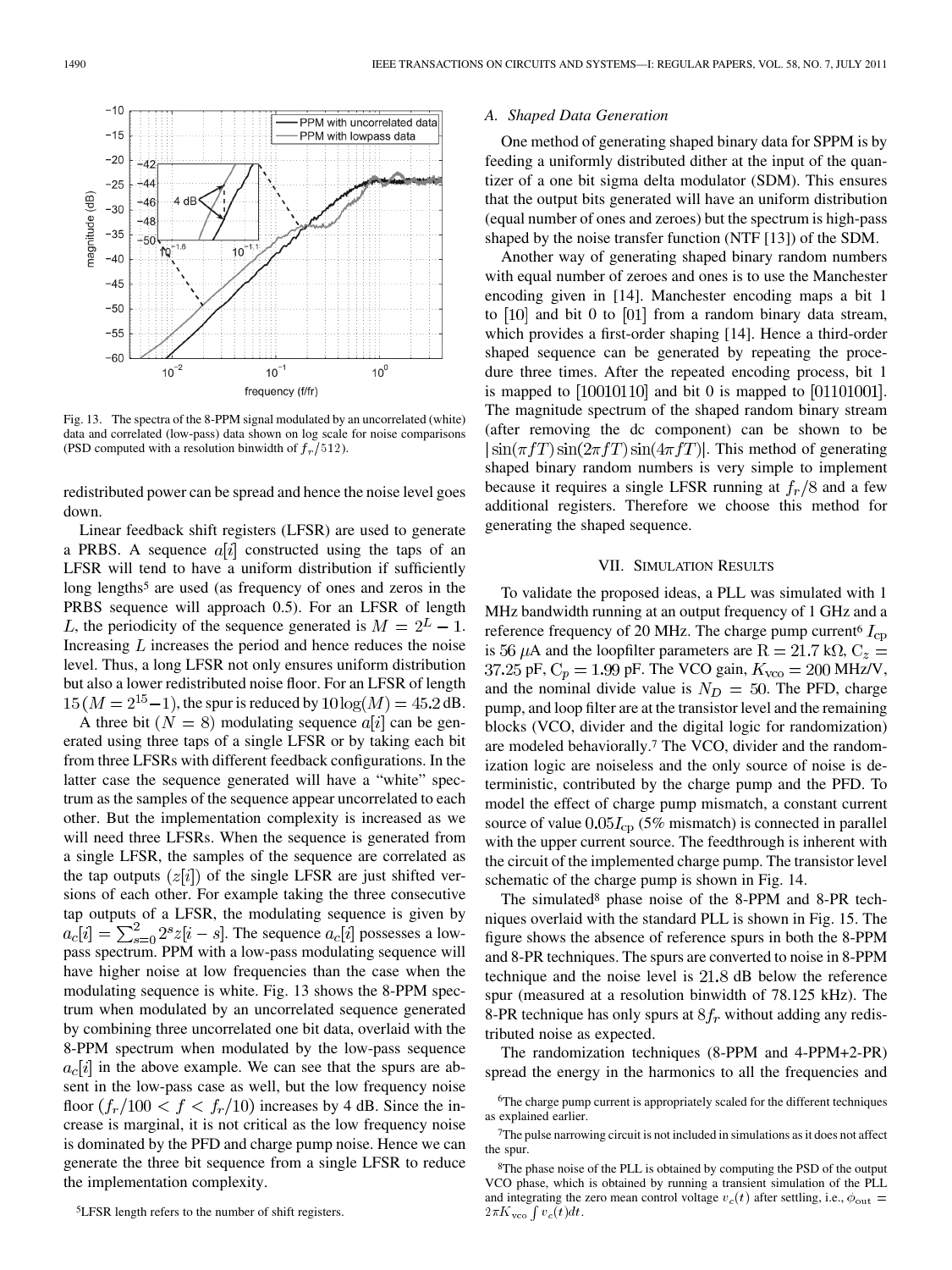Fig. 13. The spectra of the 8-PPM signal modulated by an uncorrelated (white) data and correlated (low-pass) data shown on log scale for noise comparisons (PSD computed with a resolution binwidth of $f_r/512$).

redistributed power can be spread and hence the noise level goes down.

Linear feedback shift registers (LFSR) are used to generate a PRBS. A sequence $a[i]$ constructed using the taps of an LFSR will tend to have a uniform distribution if sufficiently long lengths[5] are used (as frequency of ones and zeros in the PRBS sequence will approach 0.5). For an LFSR of length $L$, the periodicity of the sequence generated is $M = 2^L - 1$. Increasing $L$ increases the period and hence reduces the noise level. Thus, a long LFSR not only ensures uniform distribution but also a lower redistributed noise floor. For an LFSR of length $15 \, (M = 2^{15} - 1)$, the spur is reduced by $10 \log(M) = 45.2$ dB.

A three bit ($N = 8$) modulating sequence $a[i]$ can be generated using three taps of a single LFSR or by taking each bit from three LFSRs with different feedback configurations. In the latter case the sequence generated will have a "white" spectrum as the samples of the sequence appear uncorrelated to each other. But the implementation complexity is increased as we will need three LFSRs. When the sequence is generated from a single LFSR, the samples of the sequence are correlated as the tap outputs ($z[i]$) of the single LFSR are just shifted versions of each other. For example taking the three consecutive tap outputs of a LFSR, the modulating sequence is given by $a_c[i] = \sum_{s=0}^{2} 2^s z[i-s]$. The sequence $a_c[i]$ possesses a low-pass spectrum. PPM with a low-pass modulating sequence will have higher noise at low frequencies than the case when the modulating sequence is white. Fig. 13 shows the 8-PPM spectrum when modulated by an uncorrelated sequence generated by combining three uncorrelated one bit data, overlaid with the 8-PPM spectrum when modulated by the low-pass sequence $a_c[i]$ in the above example. We can see that the spurs are absent in the low-pass case as well, but the low frequency noise floor $(f_r/100 < f < f_r/10)$ increases by 4 dB. Since the increase is marginal, it is not critical as the low frequency noise is dominated by the PFD and charge pump noise. Hence we can generate the three bit sequence from a single LFSR to reduce the implementation complexity.

[5]LFSR length refers to the number of shift registers.

### A. Shaped Data Generation

One method of generating shaped binary data for SPPM is by feeding a uniformly distributed dither at the input of the quantizer of a one bit sigma delta modulator (SDM). This ensures that the output bits generated will have an uniform distribution (equal number of ones and zeroes) but the spectrum is high-pass shaped by the noise transfer function (NTF [13]) of the SDM.

Another way of generating shaped binary random numbers with equal number of zeroes and ones is to use the Manchester encoding given in [14]. Manchester encoding maps a bit 1 to [10] and bit 0 to [01] from a random binary data stream, which provides a first-order shaping [14]. Hence a third-order shaped sequence can be generated by repeating the procedure three times. After the repeated encoding process, bit 1 is mapped to [10010110] and bit 0 is mapped to [01101001]. The magnitude spectrum of the shaped random binary stream (after removing the dc component) can be shown to be $|\sin(\pi fT)\sin(2\pi fT)\sin(4\pi fT)|$. This method of generating shaped binary random numbers is very simple to implement because it requires a single LFSR running at $f_r/8$ and a few additional registers. Therefore we choose this method for generating the shaped sequence.

## VII. Simulation Results

To validate the proposed ideas, a PLL was simulated with 1 MHz bandwidth running at an output frequency of 1 GHz and a reference frequency of 20 MHz. The charge pump current[6] $I_{\mathrm{cp}}$ is 56 $\mu$A and the loopfilter parameters are $\mathrm{R} = 21.7$ k$\Omega$, $\mathrm{C}_z = 37.25$ pF, $\mathrm{C}_p = 1.99$ pF. The VCO gain, $K_{\mathrm{vco}} = 200$ MHz/V, and the nominal divide value is $N_D = 50$. The PFD, charge pump, and loop filter are at the transistor level and the remaining blocks (VCO, divider and the digital logic for randomization) are modeled behaviorally.[7] The VCO, divider and the randomization logic are noiseless and the only source of noise is deterministic, contributed by the charge pump and the PFD. To model the effect of charge pump mismatch, a constant current source of value $0.05 I_{\mathrm{cp}}$ (5% mismatch) is connected in parallel with the upper current source. The feedthrough is inherent with the circuit of the implemented charge pump. The transistor level schematic of the charge pump is shown in Fig. 14.

The simulated[8] phase noise of the 8-PPM and 8-PR techniques overlaid with the standard PLL is shown in Fig. 15. The figure shows the absence of reference spurs in both the 8-PPM and 8-PR techniques. The spurs are converted to noise in 8-PPM technique and the noise level is 21.8 dB below the reference spur (measured at a resolution binwidth of 78.125 kHz). The 8-PR technique has only spurs at $8f_r$ without adding any redistributed noise as expected.

The randomization techniques (8-PPM and 4-PPM+2-PR) spread the energy in the harmonics to all the frequencies and

[6]The charge pump current is appropriately scaled for the different techniques as explained earlier.

[7]The pulse narrowing circuit is not included in simulations as it does not affect the spur.

[8]The phase noise of the PLL is obtained by computing the PSD of the output VCO phase, which is obtained by running a transient simulation of the PLL and integrating the zero mean control voltage $v_c(t)$ after settling, i.e., $\phi_{\mathrm{out}} = 2\pi K_{\mathrm{vco}} \int v_c(t) dt$.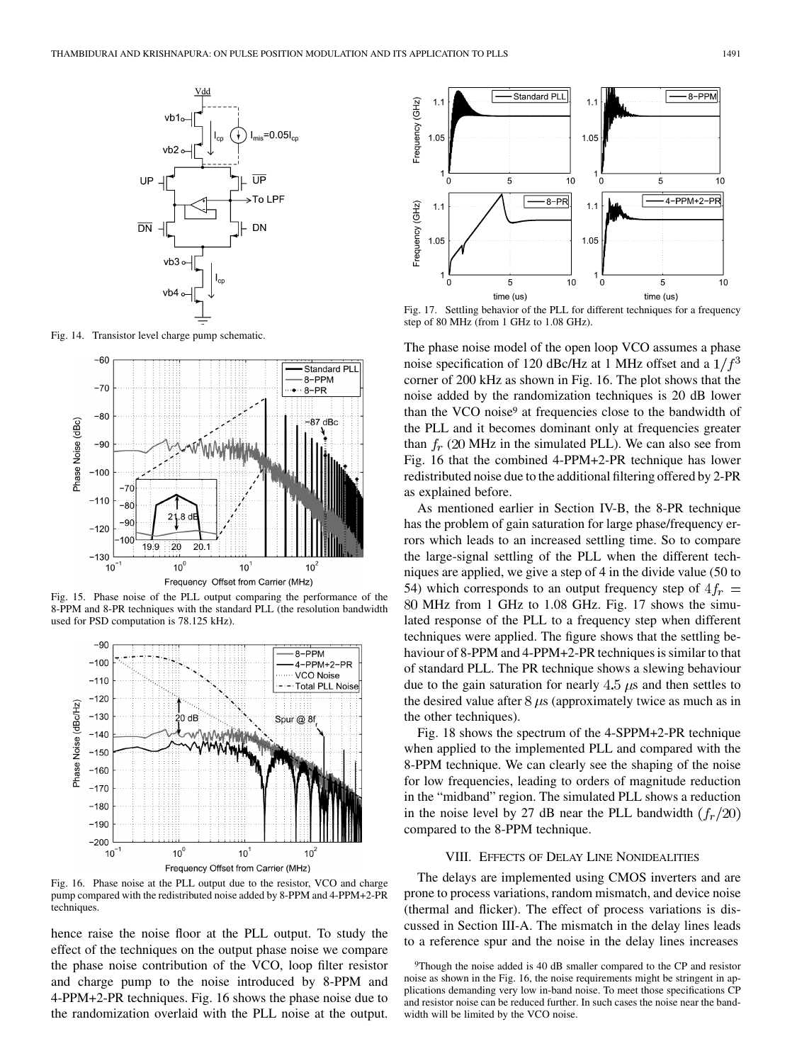Fig. 14. Transistor level charge pump schematic.

Fig. 15. Phase noise of the PLL output comparing the performance of the 8-PPM and 8-PR techniques with the standard PLL (the resolution bandwidth used for PSD computation is 78.125 kHz).

Fig. 16. Phase noise at the PLL output due to the resistor, VCO and charge pump compared with the redistributed noise added by 8-PPM and 4-PPM+2-PR techniques.

hence raise the noise floor at the PLL output. To study the effect of the techniques on the output phase noise we compare the phase noise contribution of the VCO, loop filter resistor and charge pump to the noise introduced by 8-PPM and 4-PPM+2-PR techniques. Fig. 16 shows the phase noise due to the randomization overlaid with the PLL noise at the output. The phase noise model of the open loop VCO assumes a phase noise specification of 120 dBc/Hz at 1 MHz offset and a $1/f^3$ corner of 200 kHz as shown in Fig. 16. The plot shows that the noise added by the randomization techniques is 20 dB lower than the VCO noise[9] at frequencies close to the bandwidth of the PLL and it becomes dominant only at frequencies greater than $f_r$ (20 MHz in the simulated PLL). We can also see from Fig. 16 that the combined 4-PPM+2-PR technique has lower redistributed noise due to the additional filtering offered by 2-PR as explained before.

Fig. 17. Settling behavior of the PLL for different techniques for a frequency step of 80 MHz (from 1 GHz to 1.08 GHz).

As mentioned earlier in Section IV-B, the 8-PR technique has the problem of gain saturation for large phase/frequency errors which leads to an increased settling time. So to compare the large-signal settling of the PLL when the different techniques are applied, we give a step of 4 in the divide value (50 to 54) which corresponds to an output frequency step of $4f_r = 80$ MHz from 1 GHz to 1.08 GHz. Fig. 17 shows the simulated response of the PLL to a frequency step when different techniques were applied. The figure shows that the settling behaviour of 8-PPM and 4-PPM+2-PR techniques is similar to that of standard PLL. The PR technique shows a slewing behaviour due to the gain saturation for nearly 4.5 $\mu$s and then settles to the desired value after 8 $\mu$s (approximately twice as much as in the other techniques).

Fig. 18 shows the spectrum of the 4-SPPM+2-PR technique when applied to the implemented PLL and compared with the 8-PPM technique. We can clearly see the shaping of the noise for low frequencies, leading to orders of magnitude reduction in the "midband" region. The simulated PLL shows a reduction in the noise level by 27 dB near the PLL bandwidth $(f_r/20)$ compared to the 8-PPM technique.

## VIII. Effects of Delay Line Nonidealities

The delays are implemented using CMOS inverters and are prone to process variations, random mismatch, and device noise (thermal and flicker). The effect of process variations is discussed in Section III-A. The mismatch in the delay lines leads to a reference spur and the noise in the delay lines increases

[9]Though the noise added is 40 dB smaller compared to the CP and resistor noise as shown in the Fig. 16, the noise requirements might be stringent in applications demanding very low in-band noise. To meet those specifications CP and resistor noise can be reduced further. In such cases the noise near the bandwidth will be limited by the VCO noise.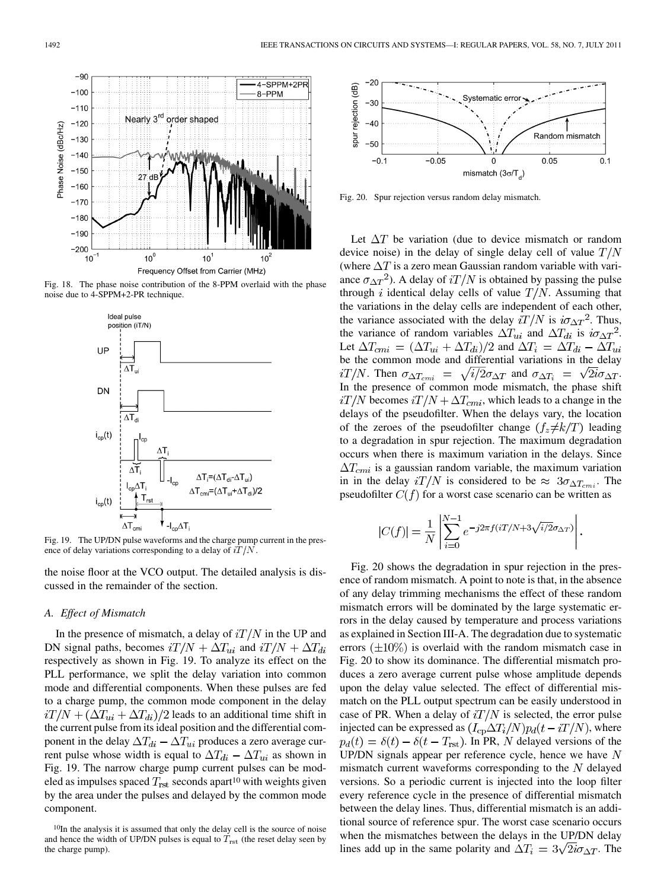Fig. 18. The phase noise contribution of the 8-PPM overlaid with the phase noise due to 4-SPPM+2-PR technique.

Fig. 19. The UP/DN pulse waveforms and the charge pump current in the presence of delay variations corresponding to a delay of $iT/N$.

the noise floor at the VCO output. The detailed analysis is discussed in the remainder of the section.

### A. Effect of Mismatch

In the presence of mismatch, a delay of $iT/N$ in the UP and DN signal paths, becomes $iT/N + \Delta T_{ui}$ and $iT/N + \Delta T_{di}$ respectively as shown in Fig. 19. To analyze its effect on the PLL performance, we split the delay variation into common mode and differential components. When these pulses are fed to a charge pump, the common mode component in the delay $iT/N + (\Delta T_{ui} + \Delta T_{di})/2$ leads to an additional time shift in the current pulse from its ideal position and the differential component in the delay $\Delta T_{di} - \Delta T_{ui}$ produces a zero average current pulse whose width is equal to $\Delta T_{di} - \Delta T_{ui}$ as shown in Fig. 19. The narrow charge pump current pulses can be modeled as impulses spaced $T_{\rm rst}$ seconds apart[10] with weights given by the area under the pulses and delayed by the common mode component.

[10]In the analysis it is assumed that only the delay cell is the source of noise and hence the width of UP/DN pulses is equal to $T_{\rm rst}$ (the reset delay seen by the charge pump).

Fig. 20. Spur rejection versus random delay mismatch.

Let $\Delta T$ be variation (due to device mismatch or random device noise) in the delay of single delay cell of value $T/N$ (where $\Delta T$ is a zero mean Gaussian random variable with variance $\sigma_{\Delta T}{}^2$). A delay of $iT/N$ is obtained by passing the pulse through $i$ identical delay cells of value $T/N$. Assuming that the variations in the delay cells are independent of each other, the variance associated with the delay $iT/N$ is $i\sigma_{\Delta T}{}^2$. Thus, the variance of random variables $\Delta T_{ui}$ and $\Delta T_{di}$ is $i\sigma_{\Delta T}{}^2$. Let $\Delta T_{cmi} = (\Delta T_{ui} + \Delta T_{di})/2$ and $\Delta T_i = \Delta T_{di} - \Delta T_{ui}$ be the common mode and differential variations in the delay $iT/N$. Then $\sigma_{\Delta T_{cmi}} = \sqrt{i/2}\sigma_{\Delta T}$ and $\sigma_{\Delta T_i} = \sqrt{2i}\sigma_{\Delta T}$. In the presence of common mode mismatch, the phase shift $iT/N$ becomes $iT/N + \Delta T_{cmi}$, which leads to a change in the delays of the pseudofilter. When the delays vary, the location of the zeroes of the pseudofilter change ($f_z \neq k/T$) leading to a degradation in spur rejection. The maximum degradation occurs when there is maximum variation in the delays. Since $\Delta T_{cmi}$ is a gaussian random variable, the maximum variation in the delay $iT/N$ is considered to be $\approx 3\sigma_{\Delta T_{cmi}}$. The pseudofilter $C(f)$ for a worst case scenario can be written as

$$|C(f)| = \frac{1}{N}\left|\sum_{i=0}^{N-1} e^{-j2\pi f(iT/N + 3\sqrt{i/2}\sigma_{\Delta T})}\right|.$$

Fig. 20 shows the degradation in spur rejection in the presence of random mismatch. A point to note is that, in the absence of any delay trimming mechanisms the effect of these random mismatch errors will be dominated by the large systematic errors in the delay caused by temperature and process variations as explained in Section III-A. The degradation due to systematic errors ($\pm 10\%$) is overlaid with the random mismatch case in Fig. 20 to show its dominance. The differential mismatch produces a zero average current pulse whose amplitude depends upon the delay value selected. The effect of differential mismatch on the PLL output spectrum can be easily understood in case of PR. When a delay of $iT/N$ is selected, the error pulse injected can be expressed as $(I_{\rm cp}\Delta T_i/N)p_d(t - iT/N)$, where $p_d(t) = \delta(t) - \delta(t - T_{\rm rst})$. In PR, $N$ delayed versions of the UP/DN signals appear per reference cycle, hence we have $N$ mismatch current waveforms corresponding to the $N$ delayed versions. So a periodic current is injected into the loop filter every reference cycle in the presence of differential mismatch between the delay lines. Thus, differential mismatch is an additional source of reference spur. The worst case scenario occurs when the mismatches between the delays in the UP/DN delay lines add up in the same polarity and $\Delta T_i = 3\sqrt{2i}\sigma_{\Delta T}$. The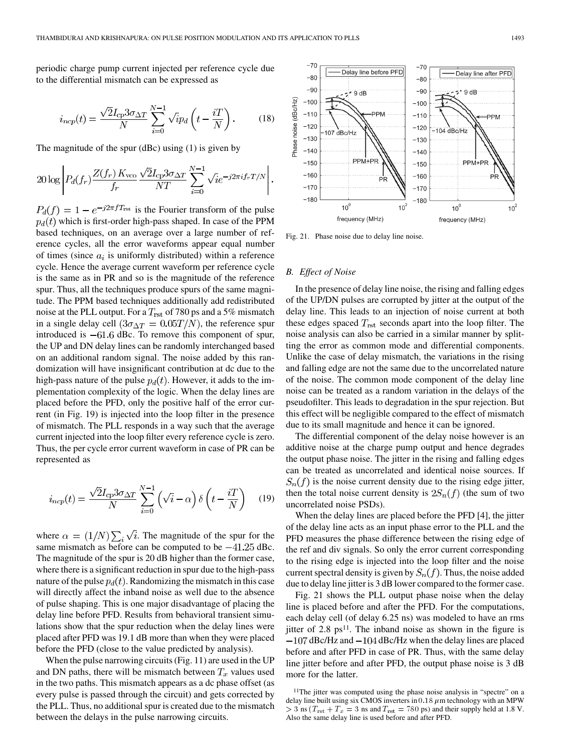periodic charge pump current injected per reference cycle due to the differential mismatch can be expressed as

$$i_{ncp}(t) = \frac{\sqrt{2}I_{\rm cp}3\sigma_{\Delta T}}{N}\sum_{i=0}^{N-1}\sqrt{i}p_d\left(t - \frac{iT}{N}\right). \tag{18}$$

The magnitude of the spur (dBc) using (1) is given by

$$20\log\left|P_d(f_r)\frac{Z(f_r)\,K_{\rm vco}}{f_r}\frac{\sqrt{2}I_{\rm cp}3\sigma_{\Delta T}}{NT}\sum_{i=0}^{N-1}\sqrt{i}e^{-j2\pi i f_r T/N}\right|.$$

$P_d(f) = 1 - e^{-j2\pi f T_{\rm rst}}$ is the Fourier transform of the pulse $p_d(t)$ which is first-order high-pass shaped. In case of the PPM based techniques, on an average over a large number of reference cycles, all the error waveforms appear equal number of times (since $a_i$ is uniformly distributed) within a reference cycle. Hence the average current waveform per reference cycle is the same as in PR and so is the magnitude of the reference spur. Thus, all the techniques produce spurs of the same magnitude. The PPM based techniques additionally add redistributed noise at the PLL output. For a $T_{\rm rst}$ of 780 ps and a 5% mismatch in a single delay cell $(3\sigma_{\Delta T} = 0.05T/N)$, the reference spur introduced is $-61.6$ dBc. To remove this component of spur, the UP and DN delay lines can be randomly interchanged based on an additional random signal. The noise added by this randomization will have insignificant contribution at dc due to the high-pass nature of the pulse $p_d(t)$. However, it adds to the implementation complexity of the logic. When the delay lines are placed before the PFD, only the positive half of the error current (in Fig. 19) is injected into the loop filter in the presence of mismatch. The PLL responds in a way such that the average current injected into the loop filter every reference cycle is zero. Thus, the per cycle error current waveform in case of PR can be represented as

$$i_{ncp}(t) = \frac{\sqrt{2}I_{\rm cp}3\sigma_{\Delta T}}{N}\sum_{i=0}^{N-1}\left(\sqrt{i} - \alpha\right)\delta\left(t - \frac{iT}{N}\right) \tag{19}$$

where $\alpha = (1/N)\sum_i \sqrt{i}$. The magnitude of the spur for the same mismatch as before can be computed to be $-41.25$ dBc. The magnitude of the spur is 20 dB higher than the former case, where there is a significant reduction in spur due to the high-pass nature of the pulse $p_d(t)$. Randomizing the mismatch in this case will directly affect the inband noise as well due to the absence of pulse shaping. This is one major disadvantage of placing the delay line before PFD. Results from behavioral transient simulations show that the spur reduction when the delay lines were placed after PFD was 19.1 dB more than when they were placed before the PFD (close to the value predicted by analysis).

When the pulse narrowing circuits (Fig. 11) are used in the UP and DN paths, there will be mismatch between $T_x$ values used in the two paths. This mismatch appears as a dc phase offset (as every pulse is passed through the circuit) and gets corrected by the PLL. Thus, no additional spur is created due to the mismatch between the delays in the pulse narrowing circuits.

Fig. 21. Phase noise due to delay line noise.

### B. Effect of Noise

In the presence of delay line noise, the rising and falling edges of the UP/DN pulses are corrupted by jitter at the output of the delay line. This leads to an injection of noise current at both these edges spaced $T_{\rm rst}$ seconds apart into the loop filter. The noise analysis can also be carried in a similar manner by splitting the error as common mode and differential components. Unlike the case of delay mismatch, the variations in the rising and falling edge are not the same due to the uncorrelated nature of the noise. The common mode component of the delay line noise can be treated as a random variation in the delays of the pseudofilter. This leads to degradation in the spur rejection. But this effect will be negligible compared to the effect of mismatch due to its small magnitude and hence it can be ignored.

The differential component of the delay noise however is an additive noise at the charge pump output and hence degrades the output phase noise. The jitter in the rising and falling edges can be treated as uncorrelated and identical noise sources. If $S_n(f)$ is the noise current density due to the rising edge jitter, then the total noise current density is $2S_n(f)$ (the sum of two uncorrelated noise PSDs).

When the delay lines are placed before the PFD [4], the jitter of the delay line acts as an input phase error to the PLL and the PFD measures the phase difference between the rising edge of the ref and div signals. So only the error current corresponding to the rising edge is injected into the loop filter and the noise current spectral density is given by $S_n(f)$. Thus, the noise added due to delay line jitter is 3 dB lower compared to the former case.

Fig. 21 shows the PLL output phase noise when the delay line is placed before and after the PFD. For the computations, each delay cell (of delay 6.25 ns) was modeled to have an rms jitter of 2.8 ps[11]. The inband noise as shown in the figure is $-107$ dBc/Hz and $-104$ dBc/Hz when the delay lines are placed before and after PFD in case of PR. Thus, with the same delay line jitter before and after PFD, the output phase noise is 3 dB more for the latter.

[11]The jitter was computed using the phase noise analysis in "spectre" on a delay line built using six CMOS inverters in $0.18\,\mu$m technology with an MPW $> 3$ ns ($T_{\rm rst} + T_x = 3$ ns and $T_{\rm rst} = 780$ ps) and their supply held at 1.8 V. Also the same delay line is used before and after PFD.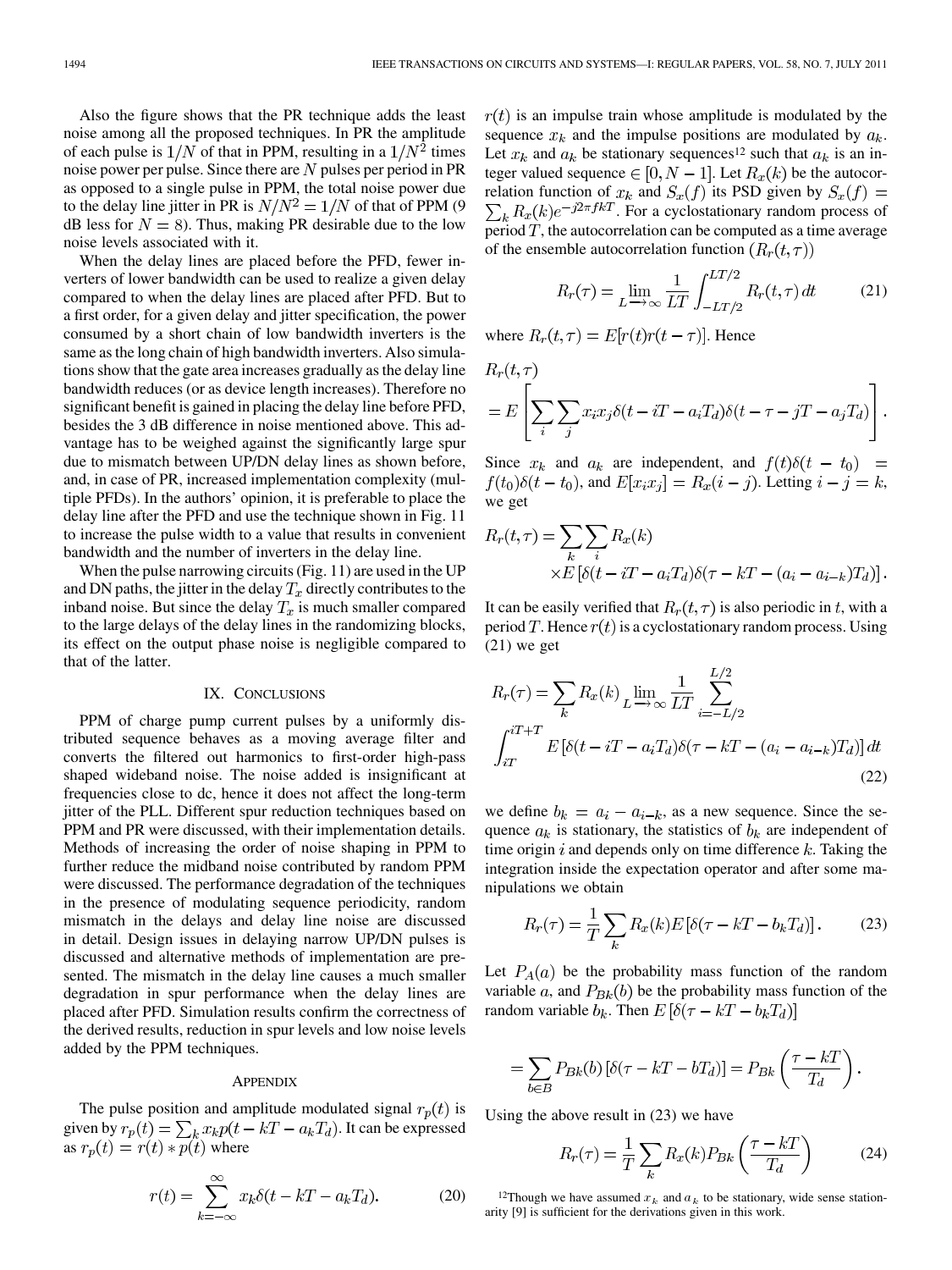Also the figure shows that the PR technique adds the least noise among all the proposed techniques. In PR the amplitude of each pulse is $1/N$ of that in PPM, resulting in a $1/N^2$ times noise power per pulse. Since there are $N$ pulses per period in PR as opposed to a single pulse in PPM, the total noise power due to the delay line jitter in PR is $N/N^2 = 1/N$ of that of PPM (9 dB less for $N = 8$). Thus, making PR desirable due to the low noise levels associated with it.

When the delay lines are placed before the PFD, fewer inverters of lower bandwidth can be used to realize a given delay compared to when the delay lines are placed after PFD. But to a first order, for a given delay and jitter specification, the power consumed by a short chain of low bandwidth inverters is the same as the long chain of high bandwidth inverters. Also simulations show that the gate area increases gradually as the delay line bandwidth reduces (or as device length increases). Therefore no significant benefit is gained in placing the delay line before PFD, besides the 3 dB difference in noise mentioned above. This advantage has to be weighed against the significantly large spur due to mismatch between UP/DN delay lines as shown before, and, in case of PR, increased implementation complexity (multiple PFDs). In the authors' opinion, it is preferable to place the delay line after the PFD and use the technique shown in Fig. 11 to increase the pulse width to a value that results in convenient bandwidth and the number of inverters in the delay line.

When the pulse narrowing circuits (Fig. 11) are used in the UP and DN paths, the jitter in the delay $T_x$ directly contributes to the inband noise. But since the delay $T_x$ is much smaller compared to the large delays of the delay lines in the randomizing blocks, its effect on the output phase noise is negligible compared to that of the latter.

## IX. Conclusions

PPM of charge pump current pulses by a uniformly distributed sequence behaves as a moving average filter and converts the filtered out harmonics to first-order high-pass shaped wideband noise. The noise added is insignificant at frequencies close to dc, hence it does not affect the long-term jitter of the PLL. Different spur reduction techniques based on PPM and PR were discussed, with their implementation details. Methods of increasing the order of noise shaping in PPM to further reduce the midband noise contributed by random PPM were discussed. The performance degradation of the techniques in the presence of modulating sequence periodicity, random mismatch in the delays and delay line noise are discussed in detail. Design issues in delaying narrow UP/DN pulses is discussed and alternative methods of implementation are presented. The mismatch in the delay line causes a much smaller degradation in spur performance when the delay lines are placed after PFD. Simulation results confirm the correctness of the derived results, reduction in spur levels and low noise levels added by the PPM techniques.

## Appendix

The pulse position and amplitude modulated signal $r_p(t)$ is given by $r_p(t) = \sum_k x_k p(t - kT - a_k T_d)$. It can be expressed as $r_p(t) = r(t) * p(t)$ where

$$r(t) = \sum_{k=-\infty}^{\infty} x_k \delta(t - kT - a_k T_d). \tag{20}$$

$r(t)$ is an impulse train whose amplitude is modulated by the sequence $x_k$ and the impulse positions are modulated by $a_k$. Let $x_k$ and $a_k$ be stationary sequences[12] such that $a_k$ is an integer valued sequence $\in [0, N-1]$. Let $R_x(k)$ be the autocorrelation function of $x_k$ and $S_x(f)$ its PSD given by $S_x(f) = \sum_k R_x(k) e^{-j2\pi f k T}$. For a cyclostationary random process of period $T$, the autocorrelation can be computed as a time average of the ensemble autocorrelation function $(R_r(t, \tau))$

$$R_r(\tau) = \lim_{L \to \infty} \frac{1}{LT} \int_{-LT/2}^{LT/2} R_r(t, \tau)\, dt \tag{21}$$

where $R_r(t, \tau) = E[r(t) r(t - \tau)]$. Hence

$$R_r(t,\tau) = E\left[\sum_i \sum_j x_i x_j \delta(t - iT - a_i T_d)\delta(t - \tau - jT - a_j T_d)\right].$$

Since $x_k$ and $a_k$ are independent, and $f(t)\delta(t - t_0) = f(t_0)\delta(t - t_0)$, and $E[x_i x_j] = R_x(i - j)$. Letting $i - j = k$, we get

$$R_r(t,\tau) = \sum_k \sum_i R_x(k) \times E\left[\delta(t - iT - a_i T_d)\delta(\tau - kT - (a_i - a_{i-k})T_d)\right].$$

It can be easily verified that $R_r(t, \tau)$ is also periodic in $t$, with a period $T$. Hence $r(t)$ is a cyclostationary random process. Using (21) we get

$$R_r(\tau) = \sum_k R_x(k) \lim_{L \to \infty} \frac{1}{LT} \sum_{i=-L/2}^{L/2} \int_{iT}^{iT+T} E\left[\delta(t - iT - a_i T_d)\delta(\tau - kT - (a_i - a_{i-k})T_d)\right] dt \tag{22}$$

we define $b_k = a_i - a_{i-k}$, as a new sequence. Since the sequence $a_k$ is stationary, the statistics of $b_k$ are independent of time origin $i$ and depends only on time difference $k$. Taking the integration inside the expectation operator and after some manipulations we obtain

$$R_r(\tau) = \frac{1}{T} \sum_k R_x(k) E\left[\delta(\tau - kT - b_k T_d)\right]. \tag{23}$$

Let $P_A(a)$ be the probability mass function of the random variable $a$, and $P_{Bk}(b)$ be the probability mass function of the random variable $b_k$. Then $E\left[\delta(\tau - kT - b_k T_d)\right]$

$$= \sum_{b \in B} P_{Bk}(b)\left[\delta(\tau - kT - bT_d)\right] = P_{Bk}\left(\frac{\tau - kT}{T_d}\right).$$

Using the above result in (23) we have

$$R_r(\tau) = \frac{1}{T} \sum_k R_x(k) P_{Bk}\left(\frac{\tau - kT}{T_d}\right) \tag{24}$$

[12] Though we have assumed $x_k$ and $a_k$ to be stationary, wide sense stationarity [9] is sufficient for the derivations given in this work.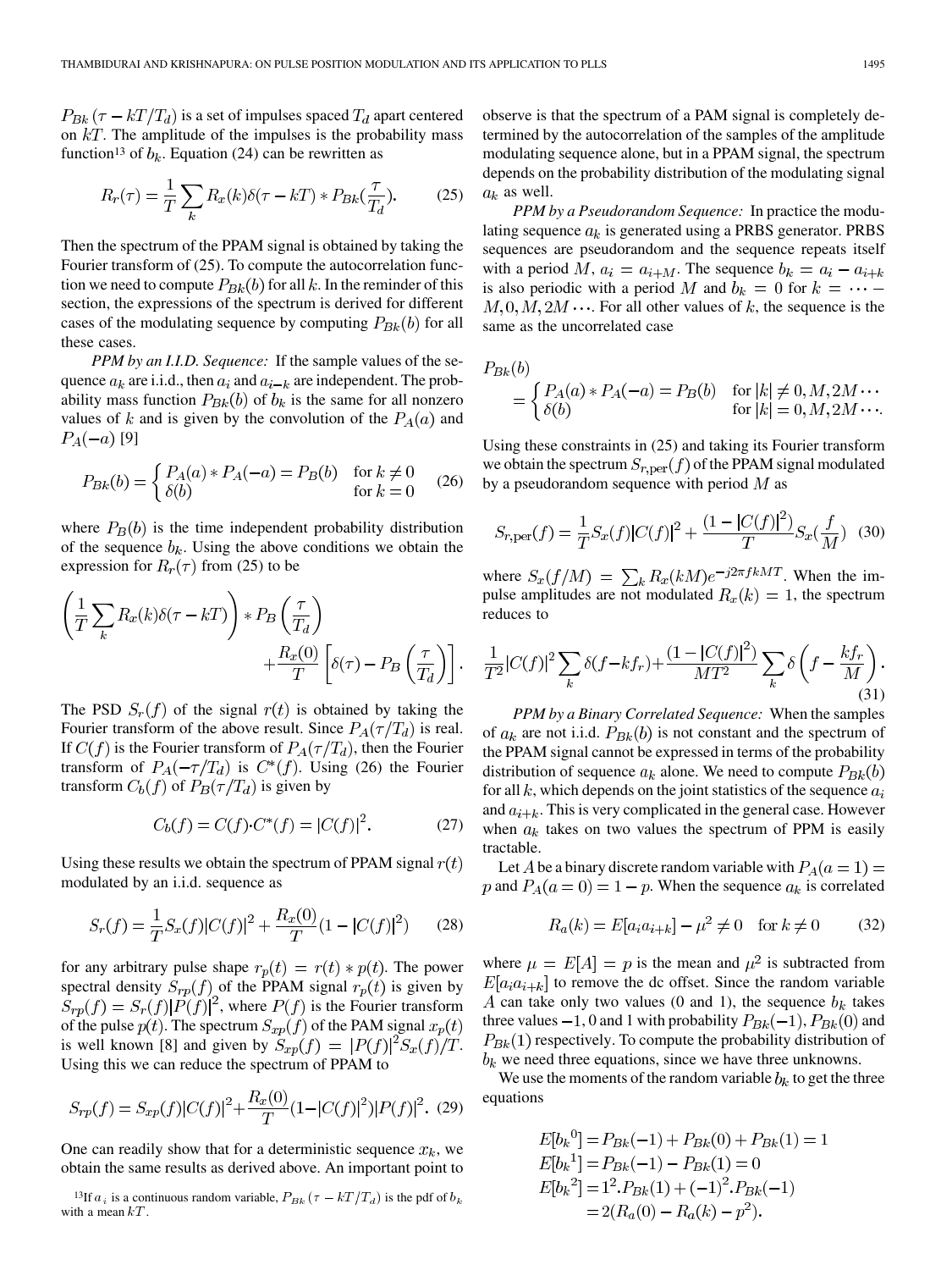$P_{Bk}(\tau - kT/T_d)$ is a set of impulses spaced $T_d$ apart centered on $kT$. The amplitude of the impulses is the probability mass function[13] of $b_k$. Equation (24) can be rewritten as

$$R_r(\tau) = \frac{1}{T}\sum_k R_x(k)\delta(\tau - kT) * P_{Bk}(\frac{\tau}{T_d}). \quad (25)$$

Then the spectrum of the PPAM signal is obtained by taking the Fourier transform of (25). To compute the autocorrelation function we need to compute $P_{Bk}(b)$ for all $k$. In the reminder of this section, the expressions of the spectrum is derived for different cases of the modulating sequence by computing $P_{Bk}(b)$ for all these cases.

*PPM by an I.I.D. Sequence:* If the sample values of the sequence $a_k$ are i.i.d., then $a_i$ and $a_{i-k}$ are independent. The probability mass function $P_{Bk}(b)$ of $b_k$ is the same for all nonzero values of $k$ and is given by the convolution of the $P_A(a)$ and $P_A(-a)$ [9]

$$P_{Bk}(b) = \begin{cases} P_A(a) * P_A(-a) = P_B(b) & \text{for } k \neq 0 \\ \delta(b) & \text{for } k = 0 \end{cases} \quad (26)$$

where $P_B(b)$ is the time independent probability distribution of the sequence $b_k$. Using the above conditions we obtain the expression for $R_r(\tau)$ from (25) to be

$$\left(\frac{1}{T}\sum_k R_x(k)\delta(\tau - kT)\right) * P_B\left(\frac{\tau}{T_d}\right) + \frac{R_x(0)}{T}\left[\delta(\tau) - P_B\left(\frac{\tau}{T_d}\right)\right].$$

The PSD $S_r(f)$ of the signal $r(t)$ is obtained by taking the Fourier transform of the above result. Since $P_A(\tau/T_d)$ is real. If $C(f)$ is the Fourier transform of $P_A(\tau/T_d)$, then the Fourier transform of $P_A(-\tau/T_d)$ is $C^*(f)$. Using (26) the Fourier transform $C_b(f)$ of $P_B(\tau/T_d)$ is given by

$$C_b(f) = C(f) \cdot C^*(f) = |C(f)|^2. \quad (27)$$

Using these results we obtain the spectrum of PPAM signal $r(t)$ modulated by an i.i.d. sequence as

$$S_r(f) = \frac{1}{T}S_x(f)|C(f)|^2 + \frac{R_x(0)}{T}(1 - |C(f)|^2) \quad (28)$$

for any arbitrary pulse shape $r_p(t) = r(t) * p(t)$. The power spectral density $S_{rp}(f)$ of the PPAM signal $r_p(t)$ is given by $S_{rp}(f) = S_r(f)|P(f)|^2$, where $P(f)$ is the Fourier transform of the pulse $p(t)$. The spectrum $S_{xp}(f)$ of the PAM signal $x_p(t)$ is well known [8] and given by $S_{xp}(f) = |P(f)|^2 S_x(f)/T$. Using this we can reduce the spectrum of PPAM to

$$S_{rp}(f) = S_{xp}(f)|C(f)|^2 + \frac{R_x(0)}{T}(1 - |C(f)|^2)|P(f)|^2. \quad (29)$$

One can readily show that for a deterministic sequence $x_k$, we obtain the same results as derived above. An important point to observe is that the spectrum of a PAM signal is completely determined by the autocorrelation of the samples of the amplitude modulating sequence alone, but in a PPAM signal, the spectrum depends on the probability distribution of the modulating signal $a_k$ as well.

*PPM by a Pseudorandom Sequence:* In practice the modulating sequence $a_k$ is generated using a PRBS generator. PRBS sequences are pseudorandom and the sequence repeats itself with a period $M$, $a_i = a_{i+M}$. The sequence $b_k = a_i - a_{i+k}$ is also periodic with a period $M$ and $b_k = 0$ for $k = \cdots - M, 0, M, 2M \cdots$. For all other values of $k$, the sequence is the same as the uncorrelated case

$$P_{Bk}(b) = \begin{cases} P_A(a) * P_A(-a) = P_B(b) & \text{for } |k| \neq 0, M, 2M \cdots \\ \delta(b) & \text{for } |k| = 0, M, 2M \cdots. \end{cases}$$

Using these constraints in (25) and taking its Fourier transform we obtain the spectrum $S_{r,\text{per}}(f)$ of the PPAM signal modulated by a pseudorandom sequence with period $M$ as

$$S_{r,\text{per}}(f) = \frac{1}{T}S_x(f)|C(f)|^2 + \frac{(1 - |C(f)|^2)}{T}S_x\left(\frac{f}{M}\right) \quad (30)$$

where $S_x(f/M) = \sum_k R_x(kM)e^{-j2\pi fkMT}$. When the impulse amplitudes are not modulated $R_x(k) = 1$, the spectrum reduces to

$$\frac{1}{T^2}|C(f)|^2\sum_k \delta(f - kf_r) + \frac{(1 - |C(f)|^2)}{MT^2}\sum_k \delta\left(f - \frac{kf_r}{M}\right). \quad (31)$$

*PPM by a Binary Correlated Sequence:* When the samples of $a_k$ are not i.i.d. $P_{Bk}(b)$ is not constant and the spectrum of the PPAM signal cannot be expressed in terms of the probability distribution of sequence $a_k$ alone. We need to compute $P_{Bk}(b)$ for all $k$, which depends on the joint statistics of the sequence $a_i$ and $a_{i+k}$. This is very complicated in the general case. However when $a_k$ takes on two values the spectrum of PPM is easily tractable.

Let $A$ be a binary discrete random variable with $P_A(a = 1) = p$ and $P_A(a = 0) = 1 - p$. When the sequence $a_k$ is correlated

$$R_a(k) = E[a_i a_{i+k}] - \mu^2 \neq 0 \quad \text{for } k \neq 0 \quad (32)$$

where $\mu = E[A] = p$ is the mean and $\mu^2$ is subtracted from $E[a_i a_{i+k}]$ to remove the dc offset. Since the random variable $A$ can take only two values (0 and 1), the sequence $b_k$ takes three values $-1$, 0 and 1 with probability $P_{Bk}(-1)$, $P_{Bk}(0)$ and $P_{Bk}(1)$ respectively. To compute the probability distribution of $b_k$ we need three equations, since we have three unknowns.

We use the moments of the random variable $b_k$ to get the three equations

$$\begin{aligned} E[{b_k}^0] &= P_{Bk}(-1) + P_{Bk}(0) + P_{Bk}(1) = 1 \\ E[{b_k}^1] &= P_{Bk}(-1) - P_{Bk}(1) = 0 \\ E[{b_k}^2] &= 1^2 . P_{Bk}(1) + (-1)^2 . P_{Bk}(-1) \\ &= 2(R_a(0) - R_a(k) - p^2). \end{aligned}$$

[13] If $a_i$ is a continuous random variable, $P_{Bk}(\tau - kT/T_d)$ is the pdf of $b_k$ with a mean $kT$.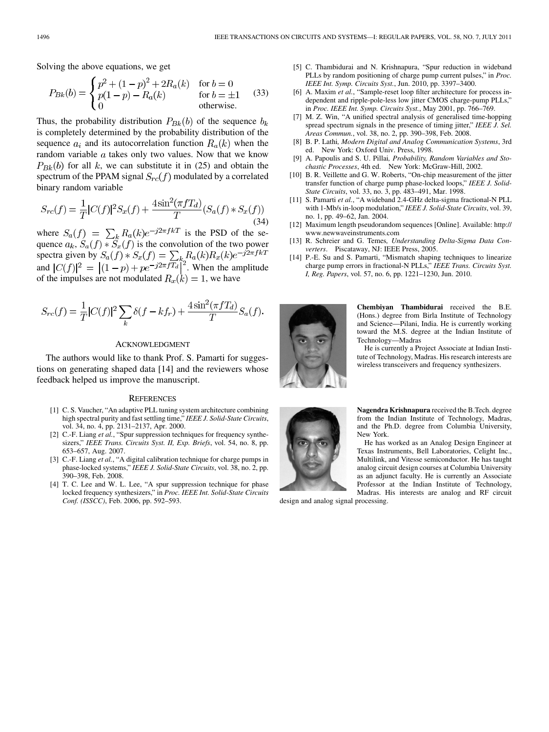Solving the above equations, we get

$$P_{Bk}(b) = \begin{cases} p^2 + (1-p)^2 + 2R_a(k) & \text{for } b = 0 \\ p(1-p) - R_a(k) & \text{for } b = \pm 1 \\ 0 & \text{otherwise.} \end{cases} \tag{33}$$

Thus, the probability distribution $P_{Bk}(b)$ of the sequence $b_k$ is completely determined by the probability distribution of the sequence $a_i$ and its autocorrelation function $R_a(k)$ when the random variable $a$ takes only two values. Now that we know $P_{Bk}(b)$ for all $k$, we can substitute it in (25) and obtain the spectrum of the PPAM signal $S_{rc}(f)$ modulated by a correlated binary random variable

$$S_{rc}(f) = \frac{1}{T}|C(f)|^2 S_x(f) + \frac{4\sin^2(\pi f T_d)}{T}(S_a(f) * S_x(f)) \tag{34}$$

where $S_a(f) = \sum_k R_a(k) e^{-j2\pi f k T}$ is the PSD of the sequence $a_k$, $S_a(f) * S_x(f)$ is the convolution of the two power spectra given by $S_a(f) * S_x(f) = \sum_k R_a(k) R_x(k) e^{-j2\pi f k T}$ and $|C(f)|^2 = \left|(1-p) + p e^{-j2\pi f T_d}\right|^2$. When the amplitude of the impulses are not modulated $R_x(k) = 1$, we have

$$S_{rc}(f) = \frac{1}{T}|C(f)|^2 \sum_k \delta(f - k f_r) + \frac{4\sin^2(\pi f T_d)}{T} S_a(f).$$

## Acknowledgment

The authors would like to thank Prof. S. Pamarti for suggestions on generating shaped data [14] and the reviewers whose feedback helped us improve the manuscript.

## References

[1] C. S. Vaucher, "An adaptive PLL tuning system architecture combining high spectral purity and fast settling time," *IEEE J. Solid-State Circuits*, vol. 34, no. 4, pp. 2131–2137, Apr. 2000.

[2] C.-F. Liang *et al.*, "Spur suppression techniques for frequency synthesizers," *IEEE Trans. Circuits Syst. II, Exp. Briefs*, vol. 54, no. 8, pp. 653–657, Aug. 2007.

[3] C.-F. Liang *et al.*, "A digital calibration technique for charge pumps in phase-locked systems," *IEEE J. Solid-State Circuits*, vol. 38, no. 2, pp. 390–398, Feb. 2008.

[4] T. C. Lee and W. L. Lee, "A spur suppression technique for phase locked frequency synthesizers," in *Proc. IEEE Int. Solid-State Circuits Conf. (ISSCC)*, Feb. 2006, pp. 592–593.

[5] C. Thambidurai and N. Krishnapura, "Spur reduction in wideband PLLs by random positioning of charge pump current pulses," in *Proc. IEEE Int. Symp. Circuits Syst.*, Jun. 2010, pp. 3397–3400.

[6] A. Maxim *et al.*, "Sample-reset loop filter architecture for process independent and ripple-pole-less low jitter CMOS charge-pump PLLs," in *Proc. IEEE Int. Symp. Circuits Syst.*, May 2001, pp. 766–769.

[7] M. Z. Win, "A unified spectral analysis of generalised time-hopping spread spectrum signals in the presence of timing jitter," *IEEE J. Sel. Areas Commun.*, vol. 38, no. 2, pp. 390–398, Feb. 2008.

[8] B. P. Lathi, *Modern Digital and Analog Communication Systems*, 3rd ed. New York: Oxford Univ. Press, 1998.

[9] A. Papoulis and S. U. Pillai, *Probability, Random Variables and Stochastic Processes*, 4th ed. New York: McGraw-Hill, 2002.

[10] B. R. Veillette and G. W. Roberts, "On-chip measurement of the jitter transfer function of charge pump phase-locked loops," *IEEE J. Solid-State Circuits*, vol. 33, no. 3, pp. 483–491, Mar. 1998.

[11] S. Pamarti *et al.*, "A wideband 2.4-GHz delta-sigma fractional-N PLL with 1-Mb/s in-loop modulation," *IEEE J. Solid-State Circuits*, vol. 39, no. 1, pp. 49–62, Jan. 2004.

[12] Maximum length pseudorandom sequences [Online]. Available: http://www.newwaveinstruments.com

[13] R. Schreier and G. Temes, *Understanding Delta-Sigma Data Converters*. Piscataway, NJ: IEEE Press, 2005.

[14] P.-E. Su and S. Pamarti, "Mismatch shaping techniques to linearize charge pump errors in fractional-N PLLs," *IEEE Trans. Circuits Syst. I, Reg. Papers*, vol. 57, no. 6, pp. 1221–1230, Jun. 2010.

**Chembiyan Thambidurai** received the B.E. (Hons.) degree from Birla Institute of Technology and Science—Pilani, India. He is currently working toward the M.S. degree at the Indian Institute of Technology—Madras

He is currently a Project Associate at Indian Institute of Technology, Madras. His research interests are wireless transceivers and frequency synthesizers.

**Nagendra Krishnapura** received the B.Tech. degree from the Indian Institute of Technology, Madras, and the Ph.D. degree from Columbia University, New York.

He has worked as an Analog Design Engineer at Texas Instruments, Bell Laboratories, Celight Inc., Multilink, and Vitesse semiconductor. He has taught analog circuit design courses at Columbia University as an adjunct faculty. He is currently an Associate Professor at the Indian Institute of Technology, Madras. His interests are analog and RF circuit design and analog signal processing.